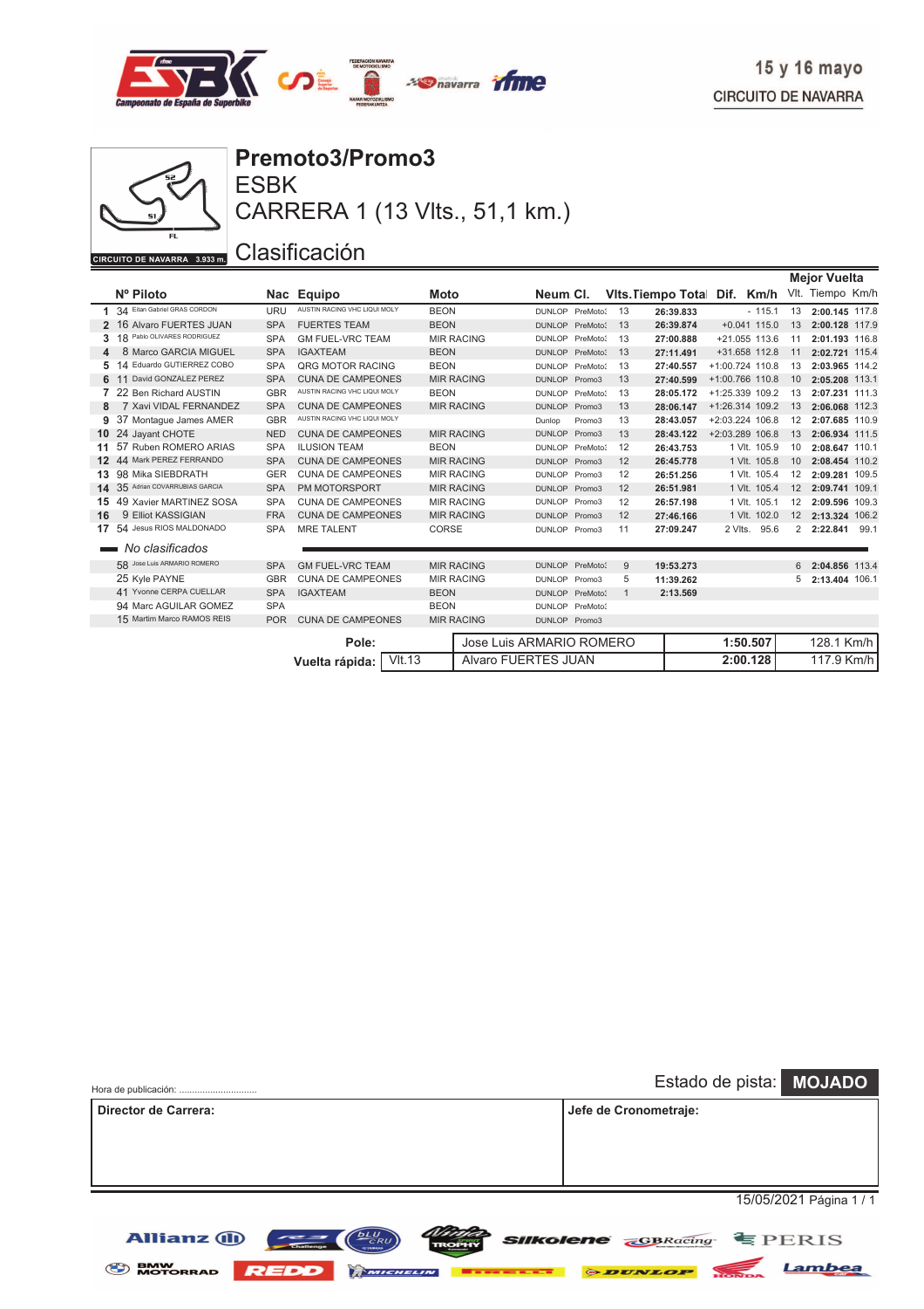15 y 16 mayo
CIRCUITO DE NAVARRA

CIRCUITO DE NAVARRA 3.933 m.

# Premoto3/Promo3
## ESBK
## CARRERA 1 (13 Vlts., 51,1 km.)

## Clasificación

| | Nº | Piloto | Nac | Equipo | Moto | Neum | Cl. | Vlts. | Tiempo Total | Dif. | Km/h | Mejor Vuelta Vlt. | Tiempo | Km/h |
|---|---|---|---|---|---|---|---|---|---|---|---|---|---|---|
| 1 | 34 | Eitan Gabriel GRAS CORDON | URU | AUSTIN RACING VHC LIQUI MOLY | BEON | DUNLOP | PreMoto3 | 13 | 26:39.833 | - | 115.1 | 13 | 2:00.145 | 117.8 |
| 2 | 16 | Alvaro FUERTES JUAN | SPA | FUERTES TEAM | BEON | DUNLOP | PreMoto3 | 13 | 26:39.874 | +0.041 | 115.0 | 13 | 2:00.128 | 117.9 |
| 3 | 18 | Pablo OLIVARES RODRIGUEZ | SPA | GM FUEL-VRC TEAM | MIR RACING | DUNLOP | PreMoto3 | 13 | 27:00.888 | +21.055 | 113.6 | 11 | 2:01.193 | 116.8 |
| 4 | 8 | Marco GARCIA MIGUEL | SPA | IGAXTEAM | BEON | DUNLOP | PreMoto3 | 13 | 27:11.491 | +31.658 | 112.8 | 11 | 2:02.721 | 115.4 |
| 5 | 14 | Eduardo GUTIERREZ COBO | SPA | QRG MOTOR RACING | BEON | DUNLOP | PreMoto3 | 13 | 27:40.557 | +1:00.724 | 110.8 | 13 | 2:03.965 | 114.2 |
| 6 | 11 | David GONZALEZ PEREZ | SPA | CUNA DE CAMPEONES | MIR RACING | DUNLOP | Promo3 | 13 | 27:40.599 | +1:00.766 | 110.8 | 10 | 2:05.208 | 113.1 |
| 7 | 22 | Ben Richard AUSTIN | GBR | AUSTIN RACING VHC LIQUI MOLY | BEON | DUNLOP | PreMoto3 | 13 | 28:05.172 | +1:25.339 | 109.2 | 13 | 2:07.231 | 111.3 |
| 8 | 7 | Xavi VIDAL FERNANDEZ | SPA | CUNA DE CAMPEONES | MIR RACING | DUNLOP | Promo3 | 13 | 28:06.147 | +1:26.314 | 109.2 | 13 | 2:06.068 | 112.3 |
| 9 | 37 | Montague James AMER | GBR | AUSTIN RACING VHC LIQUI MOLY | | Dunlop | Promo3 | 13 | 28:43.057 | +2:03.224 | 106.8 | 12 | 2:07.685 | 110.9 |
| 10 | 24 | Jayant CHOTE | NED | CUNA DE CAMPEONES | MIR RACING | DUNLOP | Promo3 | 13 | 28:43.122 | +2:03.289 | 106.8 | 13 | 2:06.934 | 111.5 |
| 11 | 57 | Ruben ROMERO ARIAS | SPA | ILUSION TEAM | BEON | DUNLOP | PreMoto3 | 12 | 26:43.753 | 1 Vlt. | 105.9 | 10 | 2:08.647 | 110.1 |
| 12 | 44 | Mark PEREZ FERRANDO | SPA | CUNA DE CAMPEONES | MIR RACING | DUNLOP | Promo3 | 12 | 26:45.778 | 1 Vlt. | 105.8 | 10 | 2:08.454 | 110.2 |
| 13 | 98 | Mika SIEBDRATH | GER | CUNA DE CAMPEONES | MIR RACING | DUNLOP | Promo3 | 12 | 26:51.256 | 1 Vlt. | 105.4 | 12 | 2:09.281 | 109.5 |
| 14 | 35 | Adrian COVARRUBIAS GARCIA | SPA | PM MOTORSPORT | MIR RACING | DUNLOP | Promo3 | 12 | 26:51.981 | 1 Vlt. | 105.4 | 12 | 2:09.741 | 109.1 |
| 15 | 49 | Xavier MARTINEZ SOSA | SPA | CUNA DE CAMPEONES | MIR RACING | DUNLOP | Promo3 | 12 | 26:57.198 | 1 Vlt. | 105.1 | 12 | 2:09.596 | 109.3 |
| 16 | 9 | Elliot KASSIGIAN | FRA | CUNA DE CAMPEONES | MIR RACING | DUNLOP | Promo3 | 12 | 27:46.166 | 1 Vlt. | 102.0 | 12 | 2:13.324 | 106.2 |
| 17 | 54 | Jesus RIOS MALDONADO | SPA | MRE TALENT | CORSE | DUNLOP | Promo3 | 11 | 27:09.247 | 2 Vlts. | 95.6 | 2 | 2:22.841 | 99.1 |

*No clasificados*

| | Nº | Piloto | Nac | Equipo | Moto | Neum | Cl. | Vlts. | Tiempo Total | Dif. | Km/h | Mejor Vuelta Vlt. | Tiempo | Km/h |
|---|---|---|---|---|---|---|---|---|---|---|---|---|---|---|
| | 58 | Jose Luis ARMARIO ROMERO | SPA | GM FUEL-VRC TEAM | MIR RACING | DUNLOP | PreMoto3 | 9 | 19:53.273 | | | 6 | 2:04.856 | 113.4 |
| | 25 | Kyle PAYNE | GBR | CUNA DE CAMPEONES | MIR RACING | DUNLOP | Promo3 | 5 | 11:39.262 | | | 5 | 2:13.404 | 106.1 |
| | 41 | Yvonne CERPA CUELLAR | SPA | IGAXTEAM | BEON | DUNLOP | PreMoto3 | 1 | 2:13.569 | | | | | |
| | 94 | Marc AGUILAR GOMEZ | SPA | | BEON | DUNLOP | PreMoto3 | | | | | | | |
| | 15 | Martim Marco RAMOS REIS | POR | CUNA DE CAMPEONES | MIR RACING | DUNLOP | Promo3 | | | | | | | |

| | | | | |
|---|---|---|---|---|
| **Pole:** | | Jose Luis ARMARIO ROMERO | 1:50.507 | 128.1 Km/h |
| **Vuelta rápida:** | Vlt.13 | Alvaro FUERTES JUAN | 2:00.128 | 117.9 Km/h |

Hora de publicación: ..............................

Estado de pista: **MOJADO**

| **Director de Carrera:** | **Jefe de Cronometraje:** |
|---|---|
| | |

15/05/2021 Página 1 / 1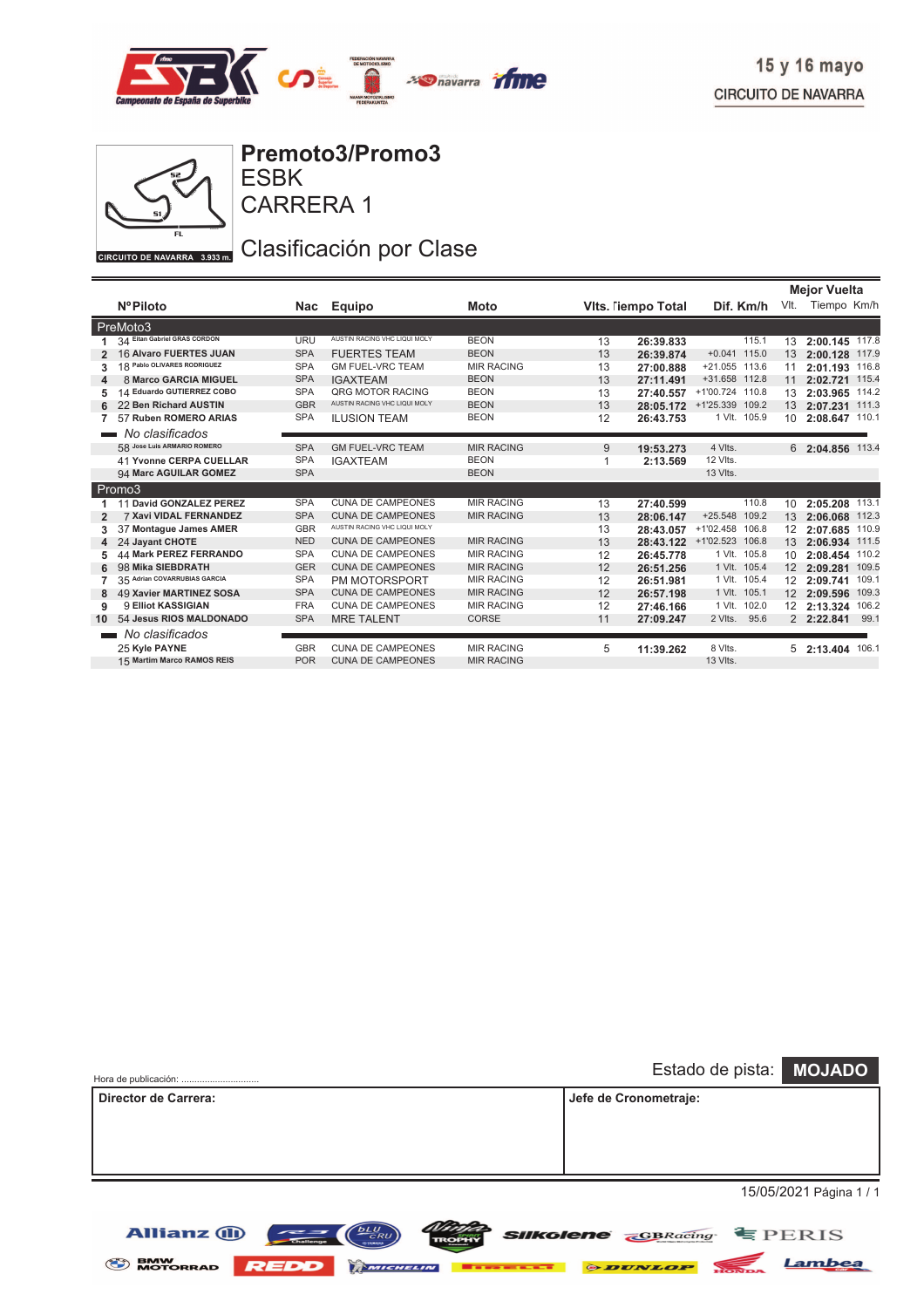15 y 16 mayo
CIRCUITO DE NAVARRA

CIRCUITO DE NAVARRA 3.933 m.

# Premoto3/Promo3

## ESBK

## CARRERA 1

## Clasificación por Clase

| | NºPiloto | Nac | Equipo | Moto | Vlts. | Tiempo Total | Dif. | Km/h | Mejor Vuelta Vlt. | Tiempo | Km/h |
|---|---|---|---|---|---|---|---|---|---|---|---|
| **PreMoto3** | | | | | | | | | | | |
| 1 | 34 Eitan Gabriel GRAS CORDON | URU | AUSTIN RACING VHC LIQUI MOLY | BEON | 13 | 26:39.833 | | 115.1 | 13 | 2:00.145 | 117.8 |
| 2 | 16 Alvaro FUERTES JUAN | SPA | FUERTES TEAM | BEON | 13 | 26:39.874 | +0.041 | 115.0 | 13 | 2:00.128 | 117.9 |
| 3 | 18 Pablo OLIVARES RODRIGUEZ | SPA | GM FUEL-VRC TEAM | MIR RACING | 13 | 27:00.888 | +21.055 | 113.6 | 11 | 2:01.193 | 116.8 |
| 4 | 8 Marco GARCIA MIGUEL | SPA | IGAXTEAM | BEON | 13 | 27:11.491 | +31.658 | 112.8 | 11 | 2:02.721 | 115.4 |
| 5 | 14 Eduardo GUTIERREZ COBO | SPA | QRG MOTOR RACING | BEON | 13 | 27:40.557 | +1'00.724 | 110.8 | 13 | 2:03.965 | 114.2 |
| 6 | 22 Ben Richard AUSTIN | GBR | AUSTIN RACING VHC LIQUI MOLY | BEON | 13 | 28:05.172 | +1'25.339 | 109.2 | 13 | 2:07.231 | 111.3 |
| 7 | 57 Ruben ROMERO ARIAS | SPA | ILUSION TEAM | BEON | 12 | 26:43.753 | 1 Vlt. | 105.9 | 10 | 2:08.647 | 110.1 |
| | *No clasificados* | | | | | | | | | | |
| | 58 Jose Luis ARMARIO ROMERO | SPA | GM FUEL-VRC TEAM | MIR RACING | 9 | 19:53.273 | 4 Vlts. | | 6 | 2:04.856 | 113.4 |
| | 41 Yvonne CERPA CUELLAR | SPA | IGAXTEAM | BEON | 1 | 2:13.569 | 12 Vlts. | | | | |
| | 94 Marc AGUILAR GOMEZ | SPA | | BEON | | | 13 Vlts. | | | | |
| **Promo3** | | | | | | | | | | | |
| 1 | 11 David GONZALEZ PEREZ | SPA | CUNA DE CAMPEONES | MIR RACING | 13 | 27:40.599 | | 110.8 | 10 | 2:05.208 | 113.1 |
| 2 | 7 Xavi VIDAL FERNANDEZ | SPA | CUNA DE CAMPEONES | MIR RACING | 13 | 28:06.147 | +25.548 | 109.2 | 13 | 2:06.068 | 112.3 |
| 3 | 37 Montague James AMER | GBR | AUSTIN RACING VHC LIQUI MOLY | | 13 | 28:43.057 | +1'02.458 | 106.8 | 12 | 2:07.685 | 110.9 |
| 4 | 24 Jayant CHOTE | NED | CUNA DE CAMPEONES | MIR RACING | 13 | 28:43.122 | +1'02.523 | 106.8 | 13 | 2:06.934 | 111.5 |
| 5 | 44 Mark PEREZ FERRANDO | SPA | CUNA DE CAMPEONES | MIR RACING | 12 | 26:45.778 | 1 Vlt. | 105.8 | 10 | 2:08.454 | 110.2 |
| 6 | 98 Mika SIEBDRATH | GER | CUNA DE CAMPEONES | MIR RACING | 12 | 26:51.256 | 1 Vlt. | 105.4 | 12 | 2:09.281 | 109.5 |
| 7 | 35 Adrian COVARRUBIAS GARCIA | SPA | PM MOTORSPORT | MIR RACING | 12 | 26:51.981 | 1 Vlt. | 105.4 | 12 | 2:09.741 | 109.1 |
| 8 | 49 Xavier MARTINEZ SOSA | SPA | CUNA DE CAMPEONES | MIR RACING | 12 | 26:57.198 | 1 Vlt. | 105.1 | 12 | 2:09.596 | 109.3 |
| 9 | 9 Elliot KASSIGIAN | FRA | CUNA DE CAMPEONES | MIR RACING | 12 | 27:46.166 | 1 Vlt. | 102.0 | 12 | 2:13.324 | 106.2 |
| 10 | 54 Jesus RIOS MALDONADO | SPA | MRE TALENT | CORSE | 11 | 27:09.247 | 2 Vlts. | 95.6 | 2 | 2:22.841 | 99.1 |
| | *No clasificados* | | | | | | | | | | |
| | 25 Kyle PAYNE | GBR | CUNA DE CAMPEONES | MIR RACING | 5 | 11:39.262 | 8 Vlts. | | 5 | 2:13.404 | 106.1 |
| | 15 Martim Marco RAMOS REIS | POR | CUNA DE CAMPEONES | MIR RACING | | | 13 Vlts. | | | | |

Hora de publicación: ..............................

Estado de pista: **MOJADO**

| Director de Carrera: | Jefe de Cronometraje: |
|---|---|
| | |

15/05/2021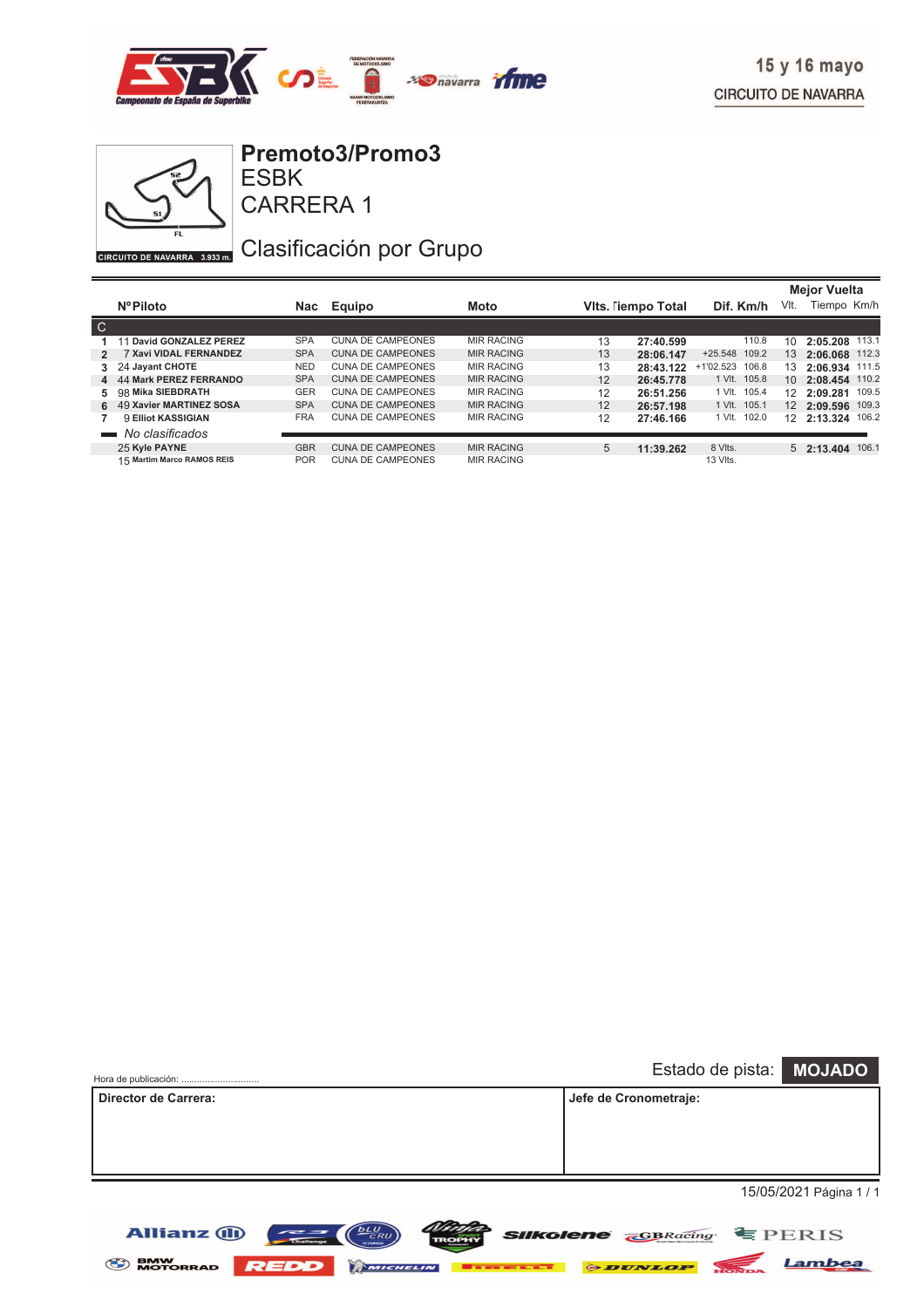15 y 16 mayo
CIRCUITO DE NAVARRA

CIRCUITO DE NAVARRA 3.933 m.

# Premoto3/Promo3
## ESBK
## CARRERA 1

## Clasificación por Grupo

| | NºPiloto | Nac | Equipo | Moto | Vlts. | Tiempo Total | Dif. | Km/h | Mejor Vuelta Vlt. | Tiempo | Km/h |
|---|---|---|---|---|---|---|---|---|---|---|---|
| C | | | | | | | | | | | |
| 1 | 11 David GONZALEZ PEREZ | SPA | CUNA DE CAMPEONES | MIR RACING | 13 | 27:40.599 | | 110.8 | 10 | 2:05.208 | 113.1 |
| 2 | 7 Xavi VIDAL FERNANDEZ | SPA | CUNA DE CAMPEONES | MIR RACING | 13 | 28:06.147 | +25.548 | 109.2 | 13 | 2:06.068 | 112.3 |
| 3 | 24 Jayant CHOTE | NED | CUNA DE CAMPEONES | MIR RACING | 13 | 28:43.122 | +1'02.523 | 106.8 | 13 | 2:06.934 | 111.5 |
| 4 | 44 Mark PEREZ FERRANDO | SPA | CUNA DE CAMPEONES | MIR RACING | 12 | 26:45.778 | 1 Vlt. | 105.8 | 10 | 2:08.454 | 110.2 |
| 5 | 98 Mika SIEBDRATH | GER | CUNA DE CAMPEONES | MIR RACING | 12 | 26:51.256 | 1 Vlt. | 105.4 | 12 | 2:09.281 | 109.5 |
| 6 | 49 Xavier MARTINEZ SOSA | SPA | CUNA DE CAMPEONES | MIR RACING | 12 | 26:57.198 | 1 Vlt. | 105.1 | 12 | 2:09.596 | 109.3 |
| 7 | 9 Elliot KASSIGIAN | FRA | CUNA DE CAMPEONES | MIR RACING | 12 | 27:46.166 | 1 Vlt. | 102.0 | 12 | 2:13.324 | 106.2 |
| | *No clasificados* | | | | | | | | | | |
| | 25 Kyle PAYNE | GBR | CUNA DE CAMPEONES | MIR RACING | 5 | 11:39.262 | 8 Vlts. | | 5 | 2:13.404 | 106.1 |
| | 15 Martim Marco RAMOS REIS | POR | CUNA DE CAMPEONES | MIR RACING | | | 13 Vlts. | | | | |

Hora de publicación: ..............................

Estado de pista: **MOJADO**

| Director de Carrera: | Jefe de Cronometraje: |
|---|---|
| | |

15/05/2021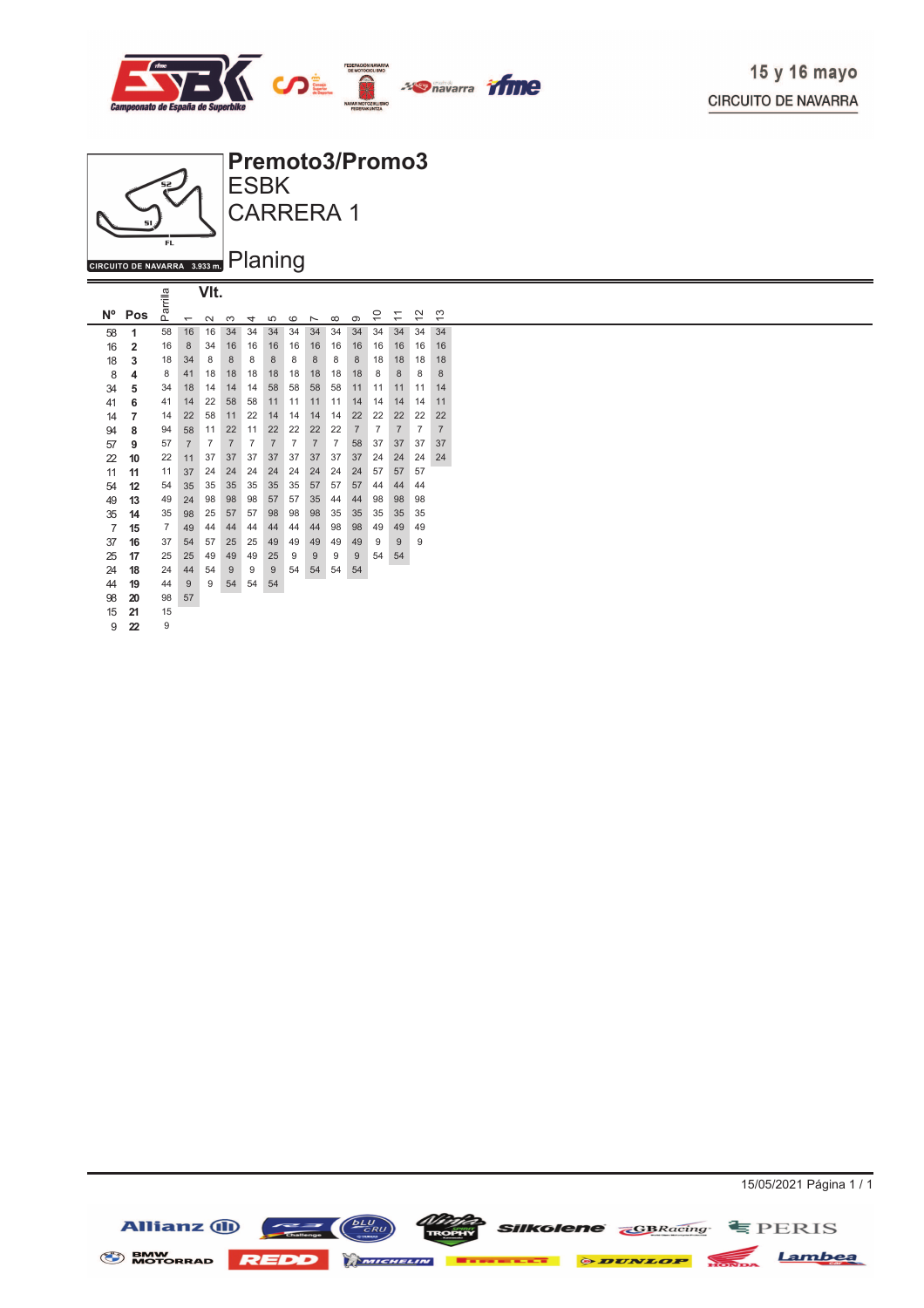15 y 16 mayo

CIRCUITO DE NAVARRA

# Premoto3/Promo3
## ESBK
## CARRERA 1

CIRCUITO DE NAVARRA 3.933 m.

## Planing

| Nº | Pos | Parrilla | Vlt. 1 | 2 | 3 | 4 | 5 | 6 | 7 | 8 | 9 | 10 | 11 | 12 | 13 |
|---|---|---|---|---|---|---|---|---|---|---|---|---|---|---|---|
| 58 | 1 | 58 | 16 | 16 | 34 | 34 | 34 | 34 | 34 | 34 | 34 | 34 | 34 | 34 | 34 |
| 16 | 2 | 16 | 8 | 34 | 16 | 16 | 16 | 16 | 16 | 16 | 16 | 16 | 16 | 16 | 16 |
| 18 | 3 | 18 | 34 | 8 | 8 | 8 | 8 | 8 | 8 | 8 | 8 | 18 | 18 | 18 | 18 |
| 8 | 4 | 8 | 41 | 18 | 18 | 18 | 18 | 18 | 18 | 18 | 18 | 8 | 8 | 8 | 8 |
| 34 | 5 | 34 | 18 | 14 | 14 | 14 | 58 | 58 | 58 | 58 | 11 | 11 | 11 | 11 | 14 |
| 41 | 6 | 41 | 14 | 22 | 58 | 58 | 11 | 11 | 11 | 11 | 14 | 14 | 14 | 14 | 11 |
| 14 | 7 | 14 | 22 | 58 | 11 | 22 | 14 | 14 | 14 | 14 | 22 | 22 | 22 | 22 | 22 |
| 94 | 8 | 94 | 58 | 11 | 22 | 11 | 22 | 22 | 22 | 22 | 7 | 7 | 7 | 7 | 7 |
| 57 | 9 | 57 | 7 | 7 | 7 | 7 | 7 | 7 | 7 | 7 | 58 | 37 | 37 | 37 | 37 |
| 22 | 10 | 22 | 11 | 37 | 37 | 37 | 37 | 37 | 37 | 37 | 37 | 24 | 24 | 24 | 24 |
| 11 | 11 | 11 | 37 | 24 | 24 | 24 | 24 | 24 | 24 | 24 | 24 | 57 | 57 | 57 | |
| 54 | 12 | 54 | 35 | 35 | 35 | 35 | 35 | 35 | 57 | 57 | 57 | 44 | 44 | 44 | |
| 49 | 13 | 49 | 24 | 98 | 98 | 98 | 57 | 57 | 35 | 44 | 44 | 98 | 98 | 98 | |
| 35 | 14 | 35 | 98 | 25 | 57 | 57 | 98 | 98 | 98 | 35 | 35 | 35 | 35 | 35 | |
| 7 | 15 | 7 | 49 | 44 | 44 | 44 | 44 | 44 | 44 | 98 | 98 | 49 | 49 | 49 | |
| 37 | 16 | 37 | 54 | 57 | 25 | 25 | 49 | 49 | 49 | 49 | 49 | 9 | 9 | 9 | |
| 25 | 17 | 25 | 25 | 49 | 49 | 49 | 25 | 9 | 9 | 9 | 9 | 54 | 54 | | |
| 24 | 18 | 24 | 44 | 54 | 9 | 9 | 9 | 54 | 54 | 54 | 54 | | | | |
| 44 | 19 | 44 | 9 | 9 | 54 | 54 | 54 | | | | | | | | |
| 98 | 20 | 98 | 57 | | | | | | | | | | | | |
| 15 | 21 | 15 | | | | | | | | | | | | | |
| 9 | 22 | 9 | | | | | | | | | | | | | |

15/05/2021 Página 1 / 1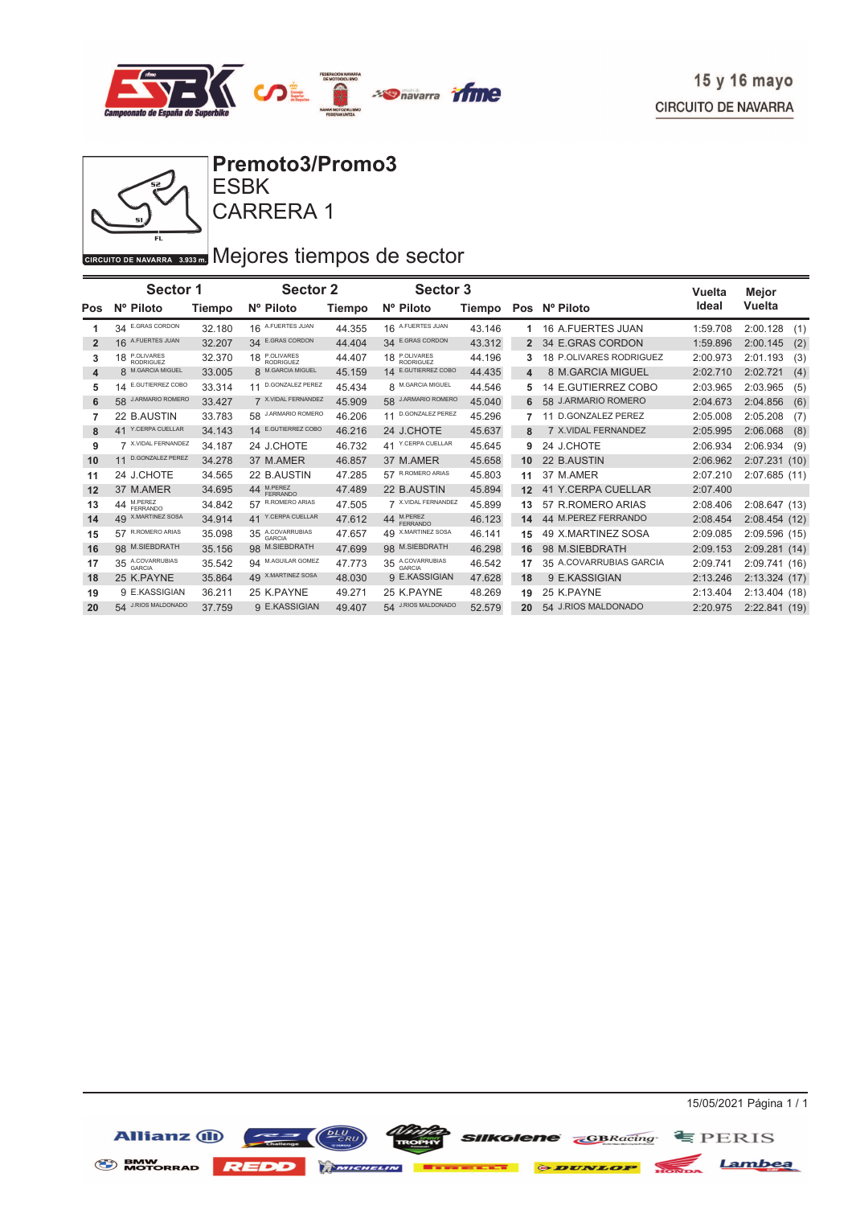15 y 16 mayo

CIRCUITO DE NAVARRA

# Premoto3/Promo3

## ESBK

## CARRERA 1

CIRCUITO DE NAVARRA 3.933 m.

## Mejores tiempos de sector

| Pos | Sector 1 Nº Piloto | Tiempo | Sector 2 Nº Piloto | Tiempo | Sector 3 Nº Piloto | Tiempo | Pos | Nº Piloto | Vuelta Ideal | Mejor Vuelta |
|---|---|---|---|---|---|---|---|---|---|---|
| 1 | 34 E.GRAS CORDON | 32.180 | 16 A.FUERTES JUAN | 44.355 | 16 A.FUERTES JUAN | 43.146 | 1 | 16 A.FUERTES JUAN | 1:59.708 | 2:00.128 (1) |
| 2 | 16 A.FUERTES JUAN | 32.207 | 34 E.GRAS CORDON | 44.404 | 34 E.GRAS CORDON | 43.312 | 2 | 34 E.GRAS CORDON | 1:59.896 | 2:00.145 (2) |
| 3 | 18 P.OLIVARES RODRIGUEZ | 32.370 | 18 P.OLIVARES RODRIGUEZ | 44.407 | 18 P.OLIVARES RODRIGUEZ | 44.196 | 3 | 18 P.OLIVARES RODRIGUEZ | 2:00.973 | 2:01.193 (3) |
| 4 | 8 M.GARCIA MIGUEL | 33.005 | 8 M.GARCIA MIGUEL | 45.159 | 14 E.GUTIERREZ COBO | 44.435 | 4 | 8 M.GARCIA MIGUEL | 2:02.710 | 2:02.721 (4) |
| 5 | 14 E.GUTIERREZ COBO | 33.314 | 11 D.GONZALEZ PEREZ | 45.434 | 8 M.GARCIA MIGUEL | 44.546 | 5 | 14 E.GUTIERREZ COBO | 2:03.965 | 2:03.965 (5) |
| 6 | 58 J.ARMARIO ROMERO | 33.427 | 7 X.VIDAL FERNANDEZ | 45.909 | 58 J.ARMARIO ROMERO | 45.040 | 6 | 58 J.ARMARIO ROMERO | 2:04.673 | 2:04.856 (6) |
| 7 | 22 B.AUSTIN | 33.783 | 58 J.ARMARIO ROMERO | 46.206 | 11 D.GONZALEZ PEREZ | 45.296 | 7 | 11 D.GONZALEZ PEREZ | 2:05.008 | 2:05.208 (7) |
| 8 | 41 Y.CERPA CUELLAR | 34.143 | 14 E.GUTIERREZ COBO | 46.216 | 24 J.CHOTE | 45.637 | 8 | 7 X.VIDAL FERNANDEZ | 2:05.995 | 2:06.068 (8) |
| 9 | 7 X.VIDAL FERNANDEZ | 34.187 | 24 J.CHOTE | 46.732 | 41 Y.CERPA CUELLAR | 45.645 | 9 | 24 J.CHOTE | 2:06.934 | 2:06.934 (9) |
| 10 | 11 D.GONZALEZ PEREZ | 34.278 | 37 M.AMER | 46.857 | 37 M.AMER | 45.658 | 10 | 22 B.AUSTIN | 2:06.962 | 2:07.231 (10) |
| 11 | 24 J.CHOTE | 34.565 | 22 B.AUSTIN | 47.285 | 57 R.ROMERO ARIAS | 45.803 | 11 | 37 M.AMER | 2:07.210 | 2:07.685 (11) |
| 12 | 37 M.AMER | 34.695 | 44 M.PEREZ FERRANDO | 47.489 | 22 B.AUSTIN | 45.894 | 12 | 41 Y.CERPA CUELLAR | 2:07.400 | |
| 13 | 44 M.PEREZ FERRANDO | 34.842 | 57 R.ROMERO ARIAS | 47.505 | 7 X.VIDAL FERNANDEZ | 45.899 | 13 | 57 R.ROMERO ARIAS | 2:08.406 | 2:08.647 (13) |
| 14 | 49 X.MARTINEZ SOSA | 34.914 | 41 Y.CERPA CUELLAR | 47.612 | 44 M.PEREZ FERRANDO | 46.123 | 14 | 44 M.PEREZ FERRANDO | 2:08.454 | 2:08.454 (12) |
| 15 | 57 R.ROMERO ARIAS | 35.098 | 35 A.COVARRUBIAS GARCIA | 47.657 | 49 X.MARTINEZ SOSA | 46.141 | 15 | 49 X.MARTINEZ SOSA | 2:09.085 | 2:09.596 (15) |
| 16 | 98 M.SIEBDRATH | 35.156 | 98 M.SIEBDRATH | 47.699 | 98 M.SIEBDRATH | 46.298 | 16 | 98 M.SIEBDRATH | 2:09.153 | 2:09.281 (14) |
| 17 | 35 A.COVARRUBIAS GARCIA | 35.542 | 94 M.AGUILAR GOMEZ | 47.773 | 35 A.COVARRUBIAS GARCIA | 46.542 | 17 | 35 A.COVARRUBIAS GARCIA | 2:09.741 | 2:09.741 (16) |
| 18 | 25 K.PAYNE | 35.864 | 49 X.MARTINEZ SOSA | 48.030 | 9 E.KASSIGIAN | 47.628 | 18 | 9 E.KASSIGIAN | 2:13.246 | 2:13.324 (17) |
| 19 | 9 E.KASSIGIAN | 36.211 | 25 K.PAYNE | 49.271 | 25 K.PAYNE | 48.269 | 19 | 25 K.PAYNE | 2:13.404 | 2:13.404 (18) |
| 20 | 54 J.RIOS MALDONADO | 37.759 | 9 E.KASSIGIAN | 49.407 | 54 J.RIOS MALDONADO | 52.579 | 20 | 54 J.RIOS MALDONADO | 2:20.975 | 2:22.841 (19) |

15/05/2021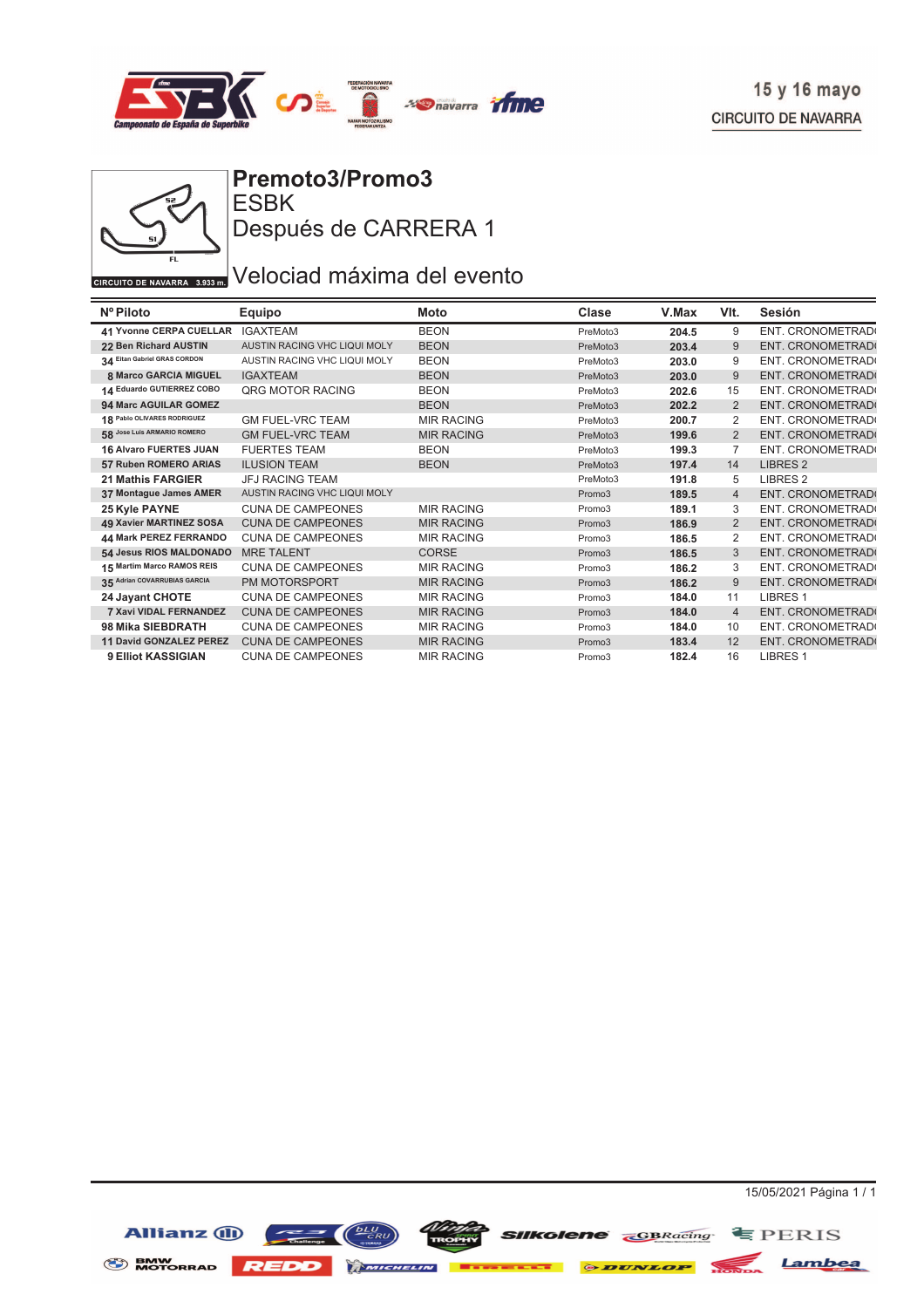15 y 16 mayo
CIRCUITO DE NAVARRA

CIRCUITO DE NAVARRA 3.933 m.

# Premoto3/Promo3

## ESBK

## Después de CARRERA 1

## Velociad máxima del evento

| Nº | Piloto | Equipo | Moto | Clase | V.Max | Vlt. | Sesión |
|---|---|---|---|---|---|---|---|
| 41 | Yvonne CERPA CUELLAR | IGAXTEAM | BEON | PreMoto3 | 204.5 | 9 | ENT. CRONOMETRAD |
| 22 | Ben Richard AUSTIN | AUSTIN RACING VHC LIQUI MOLY | BEON | PreMoto3 | 203.4 | 9 | ENT. CRONOMETRAD |
| 34 | Eitan Gabriel GRAS CORDON | AUSTIN RACING VHC LIQUI MOLY | BEON | PreMoto3 | 203.0 | 9 | ENT. CRONOMETRAD |
| 8 | Marco GARCIA MIGUEL | IGAXTEAM | BEON | PreMoto3 | 203.0 | 9 | ENT. CRONOMETRAD |
| 14 | Eduardo GUTIERREZ COBO | QRG MOTOR RACING | BEON | PreMoto3 | 202.6 | 15 | ENT. CRONOMETRAD |
| 94 | Marc AGUILAR GOMEZ | | BEON | PreMoto3 | 202.2 | 2 | ENT. CRONOMETRAD |
| 18 | Pablo OLIVARES RODRIGUEZ | GM FUEL-VRC TEAM | MIR RACING | PreMoto3 | 200.7 | 2 | ENT. CRONOMETRAD |
| 58 | Jose Luis ARMARIO ROMERO | GM FUEL-VRC TEAM | MIR RACING | PreMoto3 | 199.6 | 2 | ENT. CRONOMETRAD |
| 16 | Alvaro FUERTES JUAN | FUERTES TEAM | BEON | PreMoto3 | 199.3 | 7 | ENT. CRONOMETRAD |
| 57 | Ruben ROMERO ARIAS | ILUSION TEAM | BEON | PreMoto3 | 197.4 | 14 | LIBRES 2 |
| 21 | Mathis FARGIER | JFJ RACING TEAM | | PreMoto3 | 191.8 | 5 | LIBRES 2 |
| 37 | Montague James AMER | AUSTIN RACING VHC LIQUI MOLY | | Promo3 | 189.5 | 4 | ENT. CRONOMETRAD |
| 25 | Kyle PAYNE | CUNA DE CAMPEONES | MIR RACING | Promo3 | 189.1 | 3 | ENT. CRONOMETRAD |
| 49 | Xavier MARTINEZ SOSA | CUNA DE CAMPEONES | MIR RACING | Promo3 | 186.9 | 2 | ENT. CRONOMETRAD |
| 44 | Mark PEREZ FERRANDO | CUNA DE CAMPEONES | MIR RACING | Promo3 | 186.5 | 2 | ENT. CRONOMETRAD |
| 54 | Jesus RIOS MALDONADO | MRE TALENT | CORSE | Promo3 | 186.5 | 3 | ENT. CRONOMETRAD |
| 15 | Martim Marco RAMOS REIS | CUNA DE CAMPEONES | MIR RACING | Promo3 | 186.2 | 3 | ENT. CRONOMETRAD |
| 35 | Adrian COVARRUBIAS GARCIA | PM MOTORSPORT | MIR RACING | Promo3 | 186.2 | 9 | ENT. CRONOMETRAD |
| 24 | Jayant CHOTE | CUNA DE CAMPEONES | MIR RACING | Promo3 | 184.0 | 11 | LIBRES 1 |
| 7 | Xavi VIDAL FERNANDEZ | CUNA DE CAMPEONES | MIR RACING | Promo3 | 184.0 | 4 | ENT. CRONOMETRAD |
| 98 | Mika SIEBDRATH | CUNA DE CAMPEONES | MIR RACING | Promo3 | 184.0 | 10 | ENT. CRONOMETRAD |
| 11 | David GONZALEZ PEREZ | CUNA DE CAMPEONES | MIR RACING | Promo3 | 183.4 | 12 | ENT. CRONOMETRAD |
| 9 | Elliot KASSIGIAN | CUNA DE CAMPEONES | MIR RACING | Promo3 | 182.4 | 16 | LIBRES 1 |

15/05/2021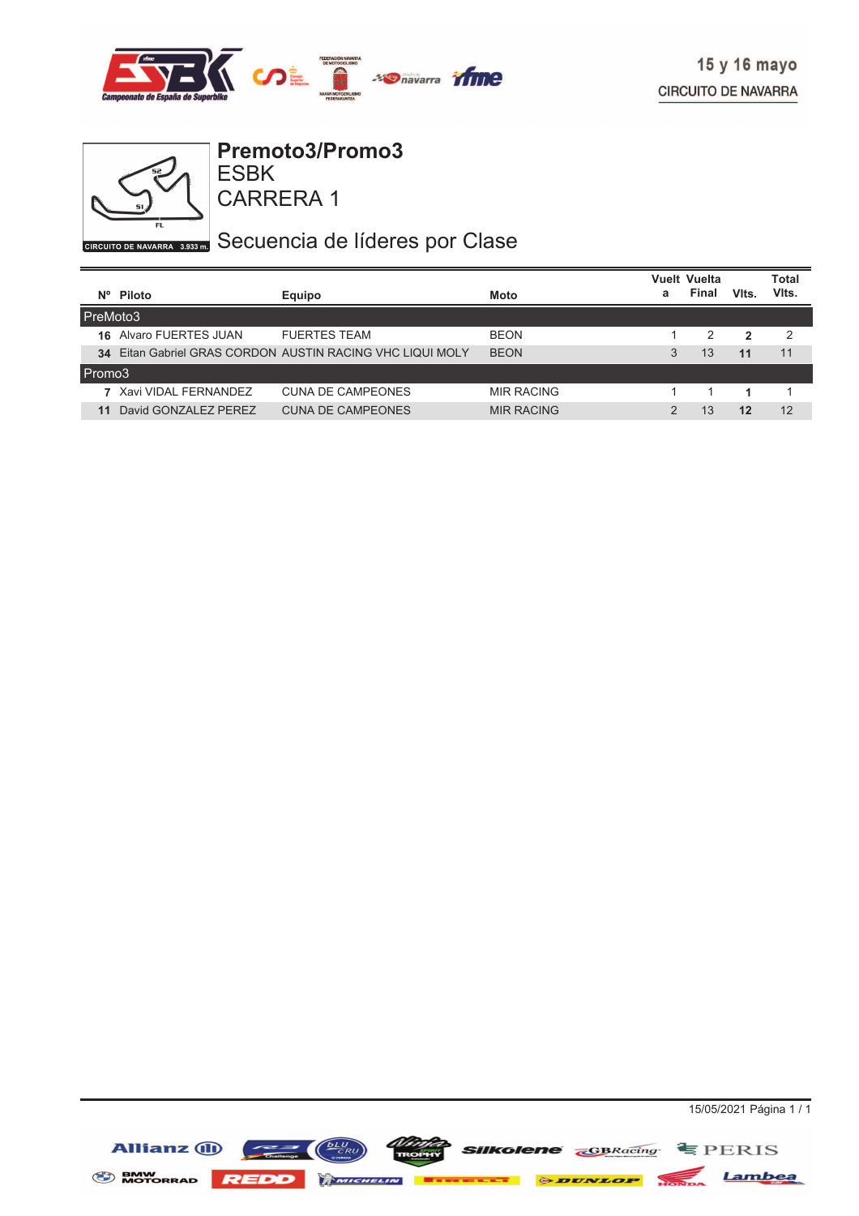15 y 16 mayo

CIRCUITO DE NAVARRA

# Premoto3/Promo3

## ESBK

## CARRERA 1

## Secuencia de líderes por Clase

CIRCUITO DE NAVARRA 3.933 m.

| Nº | Piloto | Equipo | Moto | Vuelta | Vuelta Final | Vlts. | Total Vlts. |
|---|---|---|---|---|---|---|---|
| **PreMoto3** | | | | | | | |
| **16** | Alvaro FUERTES JUAN | FUERTES TEAM | BEON | 1 | 2 | **2** | 2 |
| **34** | Eitan Gabriel GRAS CORDON | AUSTIN RACING VHC LIQUI MOLY | BEON | 3 | 13 | **11** | 11 |
| **Promo3** | | | | | | | |
| **7** | Xavi VIDAL FERNANDEZ | CUNA DE CAMPEONES | MIR RACING | 1 | 1 | **1** | 1 |
| **11** | David GONZALEZ PEREZ | CUNA DE CAMPEONES | MIR RACING | 2 | 13 | **12** | 12 |

15/05/2021 Página 1 / 1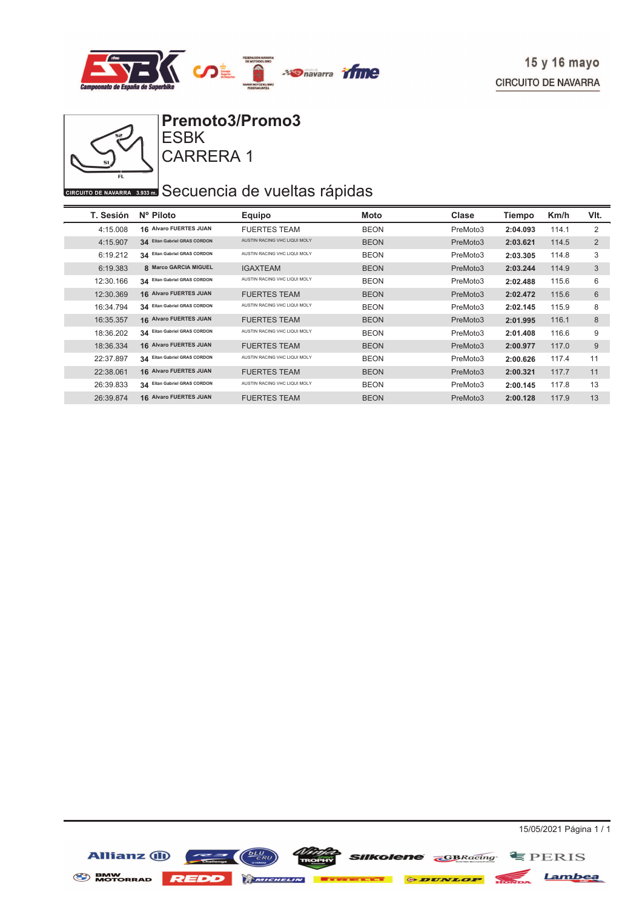15 y 16 mayo
CIRCUITO DE NAVARRA

# Premoto3/Promo3

## ESBK

## CARRERA 1

CIRCUITO DE NAVARRA 3.933 m.

## Secuencia de vueltas rápidas

| T. Sesión | Nº Piloto | Equipo | Moto | Clase | Tiempo | Km/h | Vlt. |
|---|---|---|---|---|---|---|---|
| 4:15.008 | 16 Alvaro FUERTES JUAN | FUERTES TEAM | BEON | PreMoto3 | **2:04.093** | 114.1 | 2 |
| 4:15.907 | 34 Eitan Gabriel GRAS CORDON | AUSTIN RACING VHC LIQUI MOLY | BEON | PreMoto3 | **2:03.621** | 114.5 | 2 |
| 6:19.212 | 34 Eitan Gabriel GRAS CORDON | AUSTIN RACING VHC LIQUI MOLY | BEON | PreMoto3 | **2:03.305** | 114.8 | 3 |
| 6:19.383 | 8 Marco GARCIA MIGUEL | IGAXTEAM | BEON | PreMoto3 | **2:03.244** | 114.9 | 3 |
| 12:30.166 | 34 Eitan Gabriel GRAS CORDON | AUSTIN RACING VHC LIQUI MOLY | BEON | PreMoto3 | **2:02.488** | 115.6 | 6 |
| 12:30.369 | 16 Alvaro FUERTES JUAN | FUERTES TEAM | BEON | PreMoto3 | **2:02.472** | 115.6 | 6 |
| 16:34.794 | 34 Eitan Gabriel GRAS CORDON | AUSTIN RACING VHC LIQUI MOLY | BEON | PreMoto3 | **2:02.145** | 115.9 | 8 |
| 16:35.357 | 16 Alvaro FUERTES JUAN | FUERTES TEAM | BEON | PreMoto3 | **2:01.995** | 116.1 | 8 |
| 18:36.202 | 34 Eitan Gabriel GRAS CORDON | AUSTIN RACING VHC LIQUI MOLY | BEON | PreMoto3 | **2:01.408** | 116.6 | 9 |
| 18:36.334 | 16 Alvaro FUERTES JUAN | FUERTES TEAM | BEON | PreMoto3 | **2:00.977** | 117.0 | 9 |
| 22:37.897 | 34 Eitan Gabriel GRAS CORDON | AUSTIN RACING VHC LIQUI MOLY | BEON | PreMoto3 | **2:00.626** | 117.4 | 11 |
| 22:38.061 | 16 Alvaro FUERTES JUAN | FUERTES TEAM | BEON | PreMoto3 | **2:00.321** | 117.7 | 11 |
| 26:39.833 | 34 Eitan Gabriel GRAS CORDON | AUSTIN RACING VHC LIQUI MOLY | BEON | PreMoto3 | **2:00.145** | 117.8 | 13 |
| 26:39.874 | 16 Alvaro FUERTES JUAN | FUERTES TEAM | BEON | PreMoto3 | **2:00.128** | 117.9 | 13 |

15/05/2021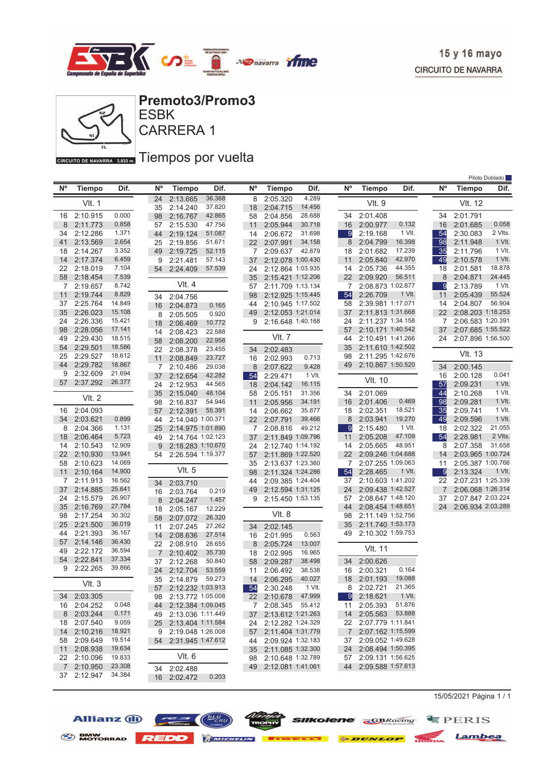15 y 16 mayo
CIRCUITO DE NAVARRA

# Premoto3/Promo3
## ESBK
## CARRERA 1
## Tiempos por vuelta

CIRCUITO DE NAVARRA 3.933 m.

Piloto Doblado

### Vlt. 1

| Nº | Tiempo | Dif. |
|---|---|---|
| 16 | 2:10.915 | 0.000 |
| 8 | 2:11.773 | 0.858 |
| 34 | 2:12.286 | 1.371 |
| 41 | 2:13.569 | 2.654 |
| 18 | 2:14.267 | 3.352 |
| 14 | 2:17.374 | 6.459 |
| 22 | 2:18.019 | 7.104 |
| 58 | 2:18.454 | 7.539 |
| 7 | 2:19.657 | 8.742 |
| 11 | 2:19.744 | 8.829 |
| 37 | 2:25.764 | 14.849 |
| 35 | 2:26.023 | 15.108 |
| 24 | 2:26.336 | 15.421 |
| 98 | 2:28.056 | 17.141 |
| 49 | 2:29.430 | 18.515 |
| 54 | 2:29.501 | 18.586 |
| 25 | 2:29.527 | 18.612 |
| 44 | 2:29.782 | 18.867 |
| 9 | 2:32.609 | 21.694 |
| 57 | 2:37.292 | 26.377 |

### Vlt. 2

| Nº | Tiempo | Dif. |
|---|---|---|
| 16 | 2:04.093 | |
| 34 | 2:03.621 | 0.899 |
| 8 | 2:04.366 | 1.131 |
| 18 | 2:06.464 | 5.723 |
| 14 | 2:10.543 | 12.909 |
| 22 | 2:10.930 | 13.941 |
| 58 | 2:10.623 | 14.069 |
| 11 | 2:10.164 | 14.900 |
| 7 | 2:11.913 | 16.562 |
| 37 | 2:14.885 | 25.641 |
| 24 | 2:15.579 | 26.907 |
| 35 | 2:16.769 | 27.784 |
| 98 | 2:17.254 | 30.302 |
| 25 | 2:21.500 | 36.019 |
| 44 | 2:21.393 | 36.167 |
| 57 | 2:14.146 | 36.430 |
| 49 | 2:22.172 | 36.594 |
| 54 | 2:22.841 | 37.334 |
| 9 | 2:22.265 | 39.866 |

### Vlt. 3

| Nº | Tiempo | Dif. |
|---|---|---|
| 34 | 2:03.305 | |
| 16 | 2:04.252 | 0.048 |
| 8 | 2:03.244 | 0.171 |
| 18 | 2:07.540 | 9.059 |
| 14 | 2:10.216 | 18.921 |
| 58 | 2:09.649 | 19.514 |
| 11 | 2:08.938 | 19.634 |
| 22 | 2:10.096 | 19.833 |
| 7 | 2:10.950 | 23.308 |
| 37 | 2:12.947 | 34.384 |
| 24 | 2:13.665 | 36.368 |
| 35 | 2:14.240 | 37.820 |
| 98 | 2:16.767 | 42.865 |
| 57 | 2:15.530 | 47.756 |
| 44 | 2:19.124 | 51.087 |
| 25 | 2:19.856 | 51.671 |
| 49 | 2:19.725 | 52.115 |
| 9 | 2:21.481 | 57.143 |
| 54 | 2:24.409 | 57.539 |

### Vlt. 4

| Nº | Tiempo | Dif. |
|---|---|---|
| 34 | 2:04.756 | |
| 16 | 2:04.873 | 0.165 |
| 8 | 2:05.505 | 0.920 |
| 18 | 2:06.469 | 10.772 |
| 14 | 2:08.423 | 22.588 |
| 58 | 2:08.200 | 22.958 |
| 22 | 2:08.378 | 23.455 |
| 11 | 2:08.849 | 23.727 |
| 7 | 2:10.486 | 29.038 |
| 37 | 2:12.654 | 42.282 |
| 24 | 2:12.953 | 44.565 |
| 35 | 2:15.040 | 48.104 |
| 98 | 2:16.837 | 54.946 |
| 57 | 2:12.391 | 55.391 |
| 44 | 2:14.040 | 1:00.371 |
| 25 | 2:14.975 | 1:01.890 |
| 49 | 2:14.764 | 1:02.123 |
| 9 | 2:18.283 | 1:10.670 |
| 54 | 2:26.594 | 1:19.377 |

### Vlt. 5

| Nº | Tiempo | Dif. |
|---|---|---|
| 34 | 2:03.710 | |
| 16 | 2:03.764 | 0.219 |
| 8 | 2:04.247 | 1.457 |
| 18 | 2:05.167 | 12.229 |
| 58 | 2:07.072 | 26.320 |
| 11 | 2:07.245 | 27.262 |
| 14 | 2:08.636 | 27.514 |
| 22 | 2:08.910 | 28.655 |
| 7 | 2:10.402 | 35.730 |
| 37 | 2:12.268 | 50.840 |
| 24 | 2:12.704 | 53.559 |
| 35 | 2:14.879 | 59.273 |
| 57 | 2:12.232 | 1:03.913 |
| 98 | 2:13.772 | 1:05.008 |
| 44 | 2:12.384 | 1:09.045 |
| 49 | 2:13.036 | 1:11.449 |
| 25 | 2:13.404 | 1:11.584 |
| 9 | 2:19.048 | 1:26.008 |
| 54 | 2:31.945 | 1:47.612 |

### Vlt. 6

| Nº | Tiempo | Dif. |
|---|---|---|
| 34 | 2:02.488 | |
| 16 | 2:02.472 | 0.203 |
| 8 | 2:05.320 | 4.289 |
| 18 | 2:04.715 | 14.456 |
| 58 | 2:04.856 | 28.688 |
| 11 | 2:05.944 | 30.718 |
| 14 | 2:06.672 | 31.698 |
| 22 | 2:07.991 | 34.158 |
| 7 | 2:09.637 | 42.879 |
| 37 | 2:12.078 | 1:00.430 |
| 24 | 2:12.864 | 1:03.935 |
| 35 | 2:15.421 | 1:12.206 |
| 57 | 2:11.709 | 1:13.134 |
| 98 | 2:12.925 | 1:15.445 |
| 44 | 2:10.945 | 1:17.502 |
| 49 | 2:12.053 | 1:21.014 |
| 9 | 2:16.648 | 1:40.168 |

### Vlt. 7

| Nº | Tiempo | Dif. |
|---|---|---|
| 34 | 2:02.483 | |
| 16 | 2:02.993 | 0.713 |
| 8 | 2:07.622 | 9.428 |
| 54 | 2:29.471 | 1 Vlt. |
| 18 | 2:04.142 | 16.115 |
| 58 | 2:05.151 | 31.356 |
| 11 | 2:05.956 | 34.191 |
| 14 | 2:06.662 | 35.877 |
| 22 | 2:07.791 | 39.466 |
| 7 | 2:08.816 | 49.212 |
| 37 | 2:11.849 | 1:09.796 |
| 24 | 2:12.740 | 1:14.192 |
| 57 | 2:11.869 | 1:22.520 |
| 35 | 2:13.637 | 1:23.360 |
| 98 | 2:11.324 | 1:24.286 |
| 44 | 2:09.385 | 1:24.404 |
| 49 | 2:12.594 | 1:31.125 |
| 9 | 2:15.450 | 1:53.135 |

### Vlt. 8

| Nº | Tiempo | Dif. |
|---|---|---|
| 34 | 2:02.145 | |
| 16 | 2:01.995 | 0.563 |
| 8 | 2:05.724 | 13.007 |
| 18 | 2:02.995 | 16.965 |
| 58 | 2:09.287 | 38.498 |
| 11 | 2:06.492 | 38.538 |
| 14 | 2:06.295 | 40.027 |
| 54 | 2:30.248 | 1 Vlt. |
| 22 | 2:10.678 | 47.999 |
| 7 | 2:08.345 | 55.412 |
| 37 | 2:13.612 | 1:21.263 |
| 24 | 2:12.282 | 1:24.329 |
| 57 | 2:11.404 | 1:31.779 |
| 44 | 2:09.924 | 1:32.183 |
| 35 | 2:11.085 | 1:32.300 |
| 98 | 2:10.648 | 1:32.789 |
| 49 | 2:12.081 | 1:41.061 |

### Vlt. 9

| Nº | Tiempo | Dif. |
|---|---|---|
| 34 | 2:01.408 | |
| 16 | 2:00.977 | 0.132 |
| 9 | 2:19.168 | 1 Vlt. |
| 8 | 2:04.799 | 16.398 |
| 18 | 2:01.682 | 17.239 |
| 11 | 2:05.840 | 42.970 |
| 14 | 2:05.736 | 44.355 |
| 22 | 2:09.920 | 56.511 |
| 7 | 2:08.873 | 1:02.877 |
| 54 | 2:26.709 | 1 Vlt. |
| 58 | 2:39.981 | 1:17.071 |
| 37 | 2:11.813 | 1:31.668 |
| 24 | 2:11.237 | 1:34.158 |
| 57 | 2:10.171 | 1:40.542 |
| 44 | 2:10.491 | 1:41.266 |
| 35 | 2:11.610 | 1:42.502 |
| 98 | 2:11.295 | 1:42.676 |
| 49 | 2:10.867 | 1:50.520 |

### Vlt. 10

| Nº | Tiempo | Dif. |
|---|---|---|
| 34 | 2:01.069 | |
| 16 | 2:01.406 | 0.469 |
| 18 | 2:02.351 | 18.521 |
| 8 | 2:03.941 | 19.270 |
| 9 | 2:15.480 | 1 Vlt. |
| 11 | 2:05.208 | 47.109 |
| 14 | 2:05.665 | 48.951 |
| 22 | 2:09.246 | 1:04.688 |
| 7 | 2:07.255 | 1:09.063 |
| 54 | 2:28.465 | 1 Vlt. |
| 37 | 2:10.603 | 1:41.202 |
| 24 | 2:09.438 | 1:42.527 |
| 57 | 2:08.647 | 1:48.120 |
| 44 | 2:08.454 | 1:48.651 |
| 98 | 2:11.149 | 1:52.756 |
| 35 | 2:11.740 | 1:53.173 |
| 49 | 2:10.302 | 1:59.753 |

### Vlt. 11

| Nº | Tiempo | Dif. |
|---|---|---|
| 34 | 2:00.626 | |
| 16 | 2:00.321 | 0.164 |
| 18 | 2:01.193 | 19.088 |
| 8 | 2:02.721 | 21.365 |
| 9 | 2:18.621 | 1 Vlt. |
| 11 | 2:05.393 | 51.876 |
| 14 | 2:05.563 | 53.888 |
| 22 | 2:07.779 | 1:11.841 |
| 7 | 2:07.162 | 1:15.599 |
| 37 | 2:09.052 | 1:49.628 |
| 24 | 2:08.494 | 1:50.395 |
| 57 | 2:09.131 | 1:56.625 |
| 44 | 2:09.588 | 1:57.613 |

### Vlt. 12

| Nº | Tiempo | Dif. |
|---|---|---|
| 34 | 2:01.791 | |
| 16 | 2:01.685 | 0.058 |
| 54 | 2:30.083 | 2 Vlts. |
| 98 | 2:11.948 | 1 Vlt. |
| 35 | 2:11.796 | 1 Vlt. |
| 49 | 2:10.578 | 1 Vlt. |
| 18 | 2:01.581 | 18.878 |
| 8 | 2:04.871 | 24.445 |
| 9 | 2:13.789 | 1 Vlt. |
| 11 | 2:05.439 | 55.524 |
| 14 | 2:04.807 | 56.904 |
| 22 | 2:08.203 | 1:18.253 |
| 7 | 2:06.583 | 1:20.391 |
| 37 | 2:07.685 | 1:55.522 |
| 24 | 2:07.896 | 1:56.500 |

### Vlt. 13

| Nº | Tiempo | Dif. |
|---|---|---|
| 34 | 2:00.145 | |
| 16 | 2:00.128 | 0.041 |
| 57 | 2:09.231 | 1 Vlt. |
| 44 | 2:10.268 | 1 Vlt. |
| 98 | 2:09.281 | 1 Vlt. |
| 35 | 2:09.741 | 1 Vlt. |
| 49 | 2:09.596 | 1 Vlt. |
| 18 | 2:02.322 | 21.055 |
| 54 | 2:28.981 | 2 Vlts. |
| 8 | 2:07.358 | 31.658 |
| 14 | 2:03.965 | 1:00.724 |
| 11 | 2:05.387 | 1:00.766 |
| 9 | 2:13.324 | 1 Vlt. |
| 22 | 2:07.231 | 1:25.339 |
| 7 | 2:06.068 | 1:26.314 |
| 37 | 2:07.847 | 2:03.224 |
| 24 | 2:06.934 | 2:03.289 |

15/05/2021 Página 1 / 1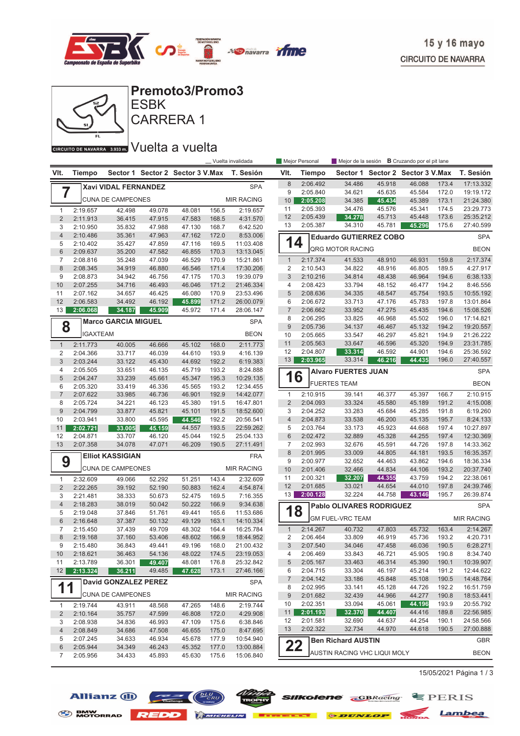15 y 16 mayo
CIRCUITO DE NAVARRA

# Premoto3/Promo3
## ESBK
## CARRERA 1

CIRCUITO DE NAVARRA 3.933 m.

## Vuelta a vuelta

_ Vuelta invalidada | Mejor Personal | Mejor de la sesión | **B** Cruzando por el pit lane

### 7 Xavi VIDAL FERNANDEZ — SPA
CUNA DE CAMPEONES — MIR RACING

| Vlt. | Tiempo | Sector 1 | Sector 2 | Sector 3 | V.Max | T. Sesión |
|---|---|---|---|---|---|---|
| 1 | 2:19.657 | 42.498 | 49.078 | 48.081 | 156.5 | 2:19.657 |
| 2 | 2:11.913 | 36.415 | 47.915 | 47.583 | 168.5 | 4:31.570 |
| 3 | 2:10.950 | 35.832 | 47.988 | 47.130 | 168.7 | 6:42.520 |
| 4 | 2:10.486 | 35.361 | 47.963 | 47.162 | 172.0 | 8:53.006 |
| 5 | 2:10.402 | 35.427 | 47.859 | 47.116 | 169.5 | 11:03.408 |
| 6 | 2:09.637 | 35.200 | 47.582 | 46.855 | 170.3 | 13:13.045 |
| 7 | 2:08.816 | 35.248 | 47.039 | 46.529 | 170.9 | 15:21.861 |
| 8 | 2:08.345 | 34.919 | 46.880 | 46.546 | 171.4 | 17:30.206 |
| 9 | 2:08.873 | 34.942 | 46.756 | 46.402 | 171.5 | 19:39.079 |
| 10 | 2:07.255 | 34.716 | 46.493 | 46.046 | 171.2 | 21:46.334 |
| 11 | 2:07.162 | 34.657 | 46.425 | 46.080 | 170.9 | 23:53.496 |
| 12 | 2:06.583 | 34.492 | 46.192 | 45.899 | 171.2 | 26:00.079 |
| 13 | 2:06.068 | 34.187 | 45.909 | 45.972 | 171.4 | 28:06.147 |

### 8 Marco GARCIA MIGUEL — SPA
IGAXTEAM — BEON

| Vlt. | Tiempo | Sector 1 | Sector 2 | Sector 3 | V.Max | T. Sesión |
|---|---|---|---|---|---|---|
| 1 | 2:11.773 | 40.005 | 46.666 | 45.102 | 168.0 | 2:11.773 |
| 2 | 2:04.366 | 33.717 | 46.039 | 44.610 | 193.9 | 4:16.139 |
| 3 | 2:03.244 | 33.122 | 45.430 | 44.692 | 192.2 | 6:19.383 |
| 4 | 2:05.505 | 33.651 | 46.135 | 45.719 | 193.2 | 8:24.888 |
| 5 | 2:04.247 | 33.239 | 45.661 | 45.347 | 195.3 | 10:29.135 |
| 6 | 2:05.320 | 33.419 | 46.336 | 45.565 | 193.2 | 12:34.455 |
| 7 | 2:07.622 | 33.985 | 46.736 | 46.901 | 192.9 | 14:42.077 |
| 8 | 2:05.724 | 34.221 | 46.123 | 45.380 | 191.5 | 16:47.801 |
| 9 | 2:04.799 | 33.877 | 45.821 | 45.101 | 191.5 | 18:52.600 |
| 10 | 2:03.941 | 33.800 | 45.595 | 44.546 | 192.2 | 20:56.541 |
| 11 | 2:02.721 | 33.005 | 45.159 | 44.557 | 193.5 | 22:59.262 |
| 12 | 2:04.871 | 33.707 | 46.120 | 45.044 | 192.5 | 25:04.133 |
| 13 | 2:07.358 | 34.078 | 47.071 | 46.209 | 190.5 | 27:11.491 |

### 9 Elliot KASSIGIAN — FRA
CUNA DE CAMPEONES — MIR RACING

| Vlt. | Tiempo | Sector 1 | Sector 2 | Sector 3 | V.Max | T. Sesión |
|---|---|---|---|---|---|---|
| 1 | 2:32.609 | 49.066 | 52.292 | 51.251 | 143.4 | 2:32.609 |
| 2 | 2:22.265 | 39.192 | 52.190 | 50.883 | 162.4 | 4:54.874 |
| 3 | 2:21.481 | 38.333 | 50.673 | 52.475 | 169.5 | 7:16.355 |
| 4 | 2:18.283 | 38.019 | 50.042 | 50.222 | 166.9 | 9:34.638 |
| 5 | 2:19.048 | 37.846 | 51.761 | 49.441 | 165.6 | 11:53.686 |
| 6 | 2:16.648 | 37.387 | 50.132 | 49.129 | 163.1 | 14:10.334 |
| 7 | 2:15.450 | 37.439 | 49.709 | 48.302 | 164.4 | 16:25.784 |
| 8 | 2:19.168 | 37.160 | 53.406 | 48.602 | 166.9 | 18:44.952 |
| 9 | 2:15.480 | 36.843 | 49.441 | 49.196 | 168.0 | 21:00.432 |
| 10 | 2:18.621 | 36.463 | 54.136 | 48.022 | 174.5 | 23:19.053 |
| 11 | 2:13.789 | 36.301 | 49.407 | 48.081 | 176.8 | 25:32.842 |
| 12 | 2:13.324 | 36.211 | 49.485 | 47.628 | 173.1 | 27:46.166 |

### 11 David GONZALEZ PEREZ — SPA
CUNA DE CAMPEONES — MIR RACING

| Vlt. | Tiempo | Sector 1 | Sector 2 | Sector 3 | V.Max | T. Sesión |
|---|---|---|---|---|---|---|
| 1 | 2:19.744 | 43.911 | 48.568 | 47.265 | 148.6 | 2:19.744 |
| 2 | 2:10.164 | 35.757 | 47.599 | 46.808 | 172.0 | 4:29.908 |
| 3 | 2:08.938 | 34.836 | 46.993 | 47.109 | 175.6 | 6:38.846 |
| 4 | 2:08.849 | 34.686 | 47.508 | 46.655 | 175.0 | 8:47.695 |
| 5 | 2:07.245 | 34.633 | 46.934 | 45.678 | 177.9 | 10:54.940 |
| 6 | 2:05.944 | 34.349 | 46.243 | 45.352 | 177.0 | 13:00.884 |
| 7 | 2:05.956 | 34.433 | 45.893 | 45.630 | 175.6 | 15:06.840 |
| 8 | 2:06.492 | 34.486 | 45.918 | 46.088 | 173.4 | 17:13.332 |
| 9 | 2:05.840 | 34.621 | 45.635 | 45.584 | 172.0 | 19:19.172 |
| 10 | 2:05.208 | 34.385 | 45.434 | 45.389 | 173.1 | 21:24.380 |
| 11 | 2:05.393 | 34.476 | 45.576 | 45.341 | 174.5 | 23:29.773 |
| 12 | 2:05.439 | 34.278 | 45.713 | 45.448 | 173.6 | 25:35.212 |
| 13 | 2:05.387 | 34.310 | 45.781 | 45.296 | 175.6 | 27:40.599 |

### 14 Eduardo GUTIERREZ COBO — SPA
QRG MOTOR RACING — BEON

| Vlt. | Tiempo | Sector 1 | Sector 2 | Sector 3 | V.Max | T. Sesión |
|---|---|---|---|---|---|---|
| 1 | 2:17.374 | 41.533 | 48.910 | 46.931 | 159.8 | 2:17.374 |
| 2 | 2:10.543 | 34.822 | 48.916 | 46.805 | 189.5 | 4:27.917 |
| 3 | 2:10.216 | 34.814 | 48.438 | 46.964 | 194.6 | 6:38.133 |
| 4 | 2:08.423 | 33.794 | 48.152 | 46.477 | 194.2 | 8:46.556 |
| 5 | 2:08.636 | 34.335 | 48.547 | 45.754 | 193.5 | 10:55.192 |
| 6 | 2:06.672 | 33.713 | 47.176 | 45.783 | 197.8 | 13:01.864 |
| 7 | 2:06.662 | 33.952 | 47.275 | 45.435 | 194.6 | 15:08.526 |
| 8 | 2:06.295 | 33.825 | 46.968 | 45.502 | 196.0 | 17:14.821 |
| 9 | 2:05.736 | 34.137 | 46.467 | 45.132 | 194.2 | 19:20.557 |
| 10 | 2:05.665 | 33.547 | 46.297 | 45.821 | 194.9 | 21:26.222 |
| 11 | 2:05.563 | 33.647 | 46.596 | 45.320 | 194.9 | 23:31.785 |
| 12 | 2:04.807 | 33.314 | 46.592 | 44.901 | 194.6 | 25:36.592 |
| 13 | 2:03.965 | 33.314 | 46.216 | 44.435 | 196.0 | 27:40.557 |

### 16 Alvaro FUERTES JUAN — SPA
FUERTES TEAM — BEON

| Vlt. | Tiempo | Sector 1 | Sector 2 | Sector 3 | V.Max | T. Sesión |
|---|---|---|---|---|---|---|
| 1 | 2:10.915 | 39.141 | 46.377 | 45.397 | 166.7 | 2:10.915 |
| 2 | 2:04.093 | 33.324 | 45.580 | 45.189 | 191.2 | 4:15.008 |
| 3 | 2:04.252 | 33.283 | 45.684 | 45.285 | 191.8 | 6:19.260 |
| 4 | 2:04.873 | 33.538 | 46.200 | 45.135 | 195.7 | 8:24.133 |
| 5 | 2:03.764 | 33.173 | 45.923 | 44.668 | 197.4 | 10:27.897 |
| 6 | 2:02.472 | 32.889 | 45.328 | 44.255 | 197.4 | 12:30.369 |
| 7 | 2:02.993 | 32.676 | 45.591 | 44.726 | 197.8 | 14:33.362 |
| 8 | 2:01.995 | 33.009 | 44.805 | 44.181 | 193.5 | 16:35.357 |
| 9 | 2:00.977 | 32.652 | 44.463 | 43.862 | 194.6 | 18:36.334 |
| 10 | 2:01.406 | 32.466 | 44.834 | 44.106 | 193.2 | 20:37.740 |
| 11 | 2:00.321 | 32.207 | 44.355 | 43.759 | 194.2 | 22:38.061 |
| 12 | 2:01.685 | 33.021 | 44.654 | 44.010 | 197.8 | 24:39.746 |
| 13 | 2:00.128 | 32.224 | 44.758 | 43.146 | 195.7 | 26:39.874 |

### 18 Pablo OLIVARES RODRIGUEZ — SPA
GM FUEL-VRC TEAM — MIR RACING

| Vlt. | Tiempo | Sector 1 | Sector 2 | Sector 3 | V.Max | T. Sesión |
|---|---|---|---|---|---|---|
| 1 | 2:14.267 | 40.732 | 47.803 | 45.732 | 163.4 | 2:14.267 |
| 2 | 2:06.464 | 33.809 | 46.919 | 45.736 | 193.2 | 4:20.731 |
| 3 | 2:07.540 | 34.046 | 47.458 | 46.036 | 190.5 | 6:28.271 |
| 4 | 2:06.469 | 33.843 | 46.721 | 45.905 | 190.8 | 8:34.740 |
| 5 | 2:05.167 | 33.463 | 46.314 | 45.390 | 190.1 | 10:39.907 |
| 6 | 2:04.715 | 33.304 | 46.197 | 45.214 | 191.2 | 12:44.622 |
| 7 | 2:04.142 | 33.186 | 45.848 | 45.108 | 190.5 | 14:48.764 |
| 8 | 2:02.995 | 33.141 | 45.128 | 44.726 | 192.2 | 16:51.759 |
| 9 | 2:01.682 | 32.439 | 44.966 | 44.277 | 190.8 | 18:53.441 |
| 10 | 2:02.351 | 33.094 | 45.061 | 44.196 | 193.9 | 20:55.792 |
| 11 | 2:01.193 | 32.370 | 44.407 | 44.416 | 189.8 | 22:56.985 |
| 12 | 2:01.581 | 32.690 | 44.637 | 44.254 | 190.1 | 24:58.566 |
| 13 | 2:02.322 | 32.734 | 44.970 | 44.618 | 190.5 | 27:00.888 |

### 22 Ben Richard AUSTIN — GBR
AUSTIN RACING VHC LIQUI MOLY — BEON

15/05/2021 Página 1 / 3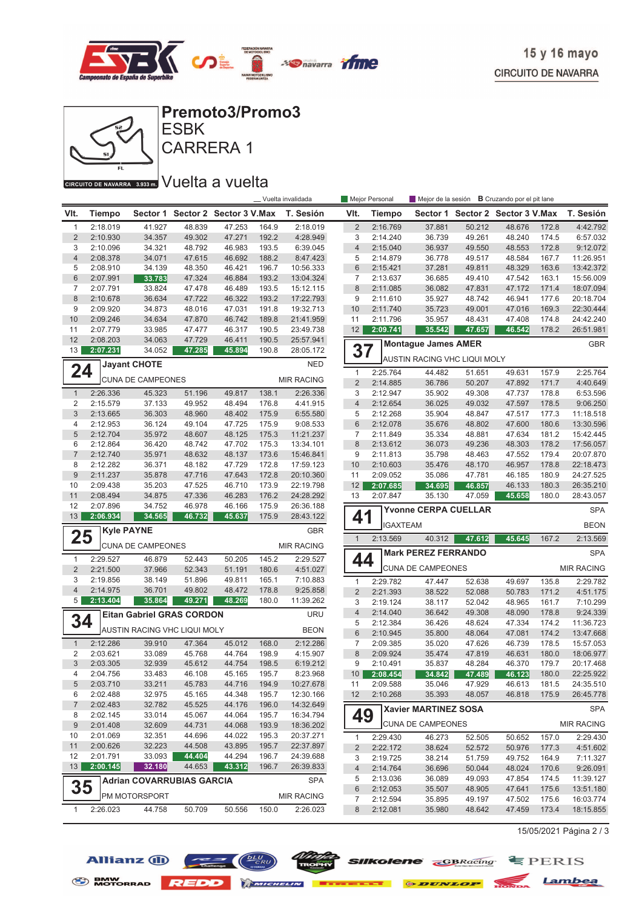15 y 16 mayo
CIRCUITO DE NAVARRA

# Premoto3/Promo3
## ESBK
## CARRERA 1

CIRCUITO DE NAVARRA 3.933 m.

## Vuelta a vuelta

_ Vuelta invalidada | Mejor Personal | Mejor de la sesión | B Cruzando por el pit lane

(continuación)

| Vlt. | Tiempo | Sector 1 | Sector 2 | Sector 3 | V.Max | T. Sesión |
|---|---|---|---|---|---|---|
| 1 | 2:18.019 | 41.927 | 48.839 | 47.253 | 164.9 | 2:18.019 |
| 2 | 2:10.930 | 34.357 | 49.302 | 47.271 | 192.2 | 4:28.949 |
| 3 | 2:10.096 | 34.321 | 48.792 | 46.983 | 193.5 | 6:39.045 |
| 4 | 2:08.378 | 34.071 | 47.615 | 46.692 | 188.2 | 8:47.423 |
| 5 | 2:08.910 | 34.139 | 48.350 | 46.421 | 196.7 | 10:56.333 |
| 6 | 2:07.991 | 33.783 | 47.324 | 46.884 | 193.2 | 13:04.324 |
| 7 | 2:07.791 | 33.824 | 47.478 | 46.489 | 193.5 | 15:12.115 |
| 8 | 2:10.678 | 36.634 | 47.722 | 46.322 | 193.2 | 17:22.793 |
| 9 | 2:09.920 | 34.873 | 48.016 | 47.031 | 191.8 | 19:32.713 |
| 10 | 2:09.246 | 34.634 | 47.870 | 46.742 | 189.8 | 21:41.959 |
| 11 | 2:07.779 | 33.985 | 47.477 | 46.317 | 190.5 | 23:49.738 |
| 12 | 2:08.203 | 34.063 | 47.729 | 46.411 | 190.5 | 25:57.941 |
| 13 | 2:07.231 | 34.052 | 47.285 | 45.894 | 190.8 | 28:05.172 |

### 24 Jayant CHOTE — NED
CUNA DE CAMPEONES — MIR RACING

| Vlt. | Tiempo | Sector 1 | Sector 2 | Sector 3 | V.Max | T. Sesión |
|---|---|---|---|---|---|---|
| 1 | 2:26.336 | 45.323 | 51.196 | 49.817 | 138.1 | 2:26.336 |
| 2 | 2:15.579 | 37.133 | 49.952 | 48.494 | 176.8 | 4:41.915 |
| 3 | 2:13.665 | 36.303 | 48.960 | 48.402 | 175.9 | 6:55.580 |
| 4 | 2:12.953 | 36.124 | 49.104 | 47.725 | 175.9 | 9:08.533 |
| 5 | 2:12.704 | 35.972 | 48.607 | 48.125 | 175.3 | 11:21.237 |
| 6 | 2:12.864 | 36.420 | 48.742 | 47.702 | 175.3 | 13:34.101 |
| 7 | 2:12.740 | 35.971 | 48.632 | 48.137 | 173.6 | 15:46.841 |
| 8 | 2:12.282 | 36.371 | 48.182 | 47.729 | 172.8 | 17:59.123 |
| 9 | 2:11.237 | 35.878 | 47.716 | 47.643 | 172.8 | 20:10.360 |
| 10 | 2:09.438 | 35.203 | 47.525 | 46.710 | 173.9 | 22:19.798 |
| 11 | 2:08.494 | 34.875 | 47.336 | 46.283 | 176.2 | 24:28.292 |
| 12 | 2:07.896 | 34.752 | 46.978 | 46.166 | 175.9 | 26:36.188 |
| 13 | 2:06.934 | 34.565 | 46.732 | 45.637 | 175.9 | 28:43.122 |

### 25 Kyle PAYNE — GBR
CUNA DE CAMPEONES — MIR RACING

| Vlt. | Tiempo | Sector 1 | Sector 2 | Sector 3 | V.Max | T. Sesión |
|---|---|---|---|---|---|---|
| 1 | 2:29.527 | 46.879 | 52.443 | 50.205 | 145.2 | 2:29.527 |
| 2 | 2:21.500 | 37.966 | 52.343 | 51.191 | 180.6 | 4:51.027 |
| 3 | 2:19.856 | 38.149 | 51.896 | 49.811 | 165.1 | 7:10.883 |
| 4 | 2:14.975 | 36.701 | 49.802 | 48.472 | 178.8 | 9:25.858 |
| 5 | 2:13.404 | 35.864 | 49.271 | 48.269 | 180.0 | 11:39.262 |

### 34 Eitan Gabriel GRAS CORDON — URU
AUSTIN RACING VHC LIQUI MOLY — BEON

| Vlt. | Tiempo | Sector 1 | Sector 2 | Sector 3 | V.Max | T. Sesión |
|---|---|---|---|---|---|---|
| 1 | 2:12.286 | 39.910 | 47.364 | 45.012 | 168.0 | 2:12.286 |
| 2 | 2:03.621 | 33.089 | 45.768 | 44.764 | 198.9 | 4:15.907 |
| 3 | 2:03.305 | 32.939 | 45.612 | 44.754 | 198.5 | 6:19.212 |
| 4 | 2:04.756 | 33.483 | 46.108 | 45.165 | 195.5 | 8:23.968 |
| 5 | 2:03.710 | 33.211 | 45.783 | 44.716 | 194.9 | 10:27.678 |
| 6 | 2:02.488 | 32.975 | 45.165 | 44.348 | 195.7 | 12:30.166 |
| 7 | 2:02.483 | 32.782 | 45.525 | 44.176 | 196.0 | 14:32.649 |
| 8 | 2:02.145 | 33.014 | 45.067 | 44.064 | 195.7 | 16:34.794 |
| 9 | 2:01.408 | 32.609 | 44.731 | 44.068 | 193.9 | 18:36.202 |
| 10 | 2:01.069 | 32.351 | 44.696 | 44.022 | 195.3 | 20:37.271 |
| 11 | 2:00.626 | 32.223 | 44.508 | 43.895 | 195.7 | 22:37.897 |
| 12 | 2:01.791 | 33.093 | 44.404 | 44.294 | 196.7 | 24:39.688 |
| 13 | 2:00.145 | 32.180 | 44.653 | 43.312 | 196.7 | 26:39.833 |

### 35 Adrian COVARRUBIAS GARCIA — SPA
PM MOTORSPORT — MIR RACING

| Vlt. | Tiempo | Sector 1 | Sector 2 | Sector 3 | V.Max | T. Sesión |
|---|---|---|---|---|---|---|
| 1 | 2:26.023 | 44.758 | 50.709 | 50.556 | 150.0 | 2:26.023 |
| 2 | 2:16.769 | 37.881 | 50.212 | 48.676 | 172.8 | 4:42.792 |
| 3 | 2:14.240 | 36.739 | 49.261 | 48.240 | 174.5 | 6:57.032 |
| 4 | 2:15.040 | 36.937 | 49.550 | 48.553 | 172.8 | 9:12.072 |
| 5 | 2:14.879 | 36.778 | 49.517 | 48.584 | 167.7 | 11:26.951 |
| 6 | 2:15.421 | 37.281 | 49.811 | 48.329 | 163.6 | 13:42.372 |
| 7 | 2:13.637 | 36.685 | 49.410 | 47.542 | 163.1 | 15:56.009 |
| 8 | 2:11.085 | 36.082 | 47.831 | 47.172 | 171.4 | 18:07.094 |
| 9 | 2:11.610 | 35.927 | 48.742 | 46.941 | 177.6 | 20:18.704 |
| 10 | 2:11.740 | 35.723 | 49.001 | 47.016 | 169.3 | 22:30.444 |
| 11 | 2:11.796 | 35.957 | 48.431 | 47.408 | 174.8 | 24:42.240 |
| 12 | 2:09.741 | 35.542 | 47.657 | 46.542 | 178.2 | 26:51.981 |

### 37 Montague James AMER — GBR
AUSTIN RACING VHC LIQUI MOLY

| Vlt. | Tiempo | Sector 1 | Sector 2 | Sector 3 | V.Max | T. Sesión |
|---|---|---|---|---|---|---|
| 1 | 2:25.764 | 44.482 | 51.651 | 49.631 | 157.9 | 2:25.764 |
| 2 | 2:14.885 | 36.786 | 50.207 | 47.892 | 171.7 | 4:40.649 |
| 3 | 2:12.947 | 35.902 | 49.308 | 47.737 | 178.8 | 6:53.596 |
| 4 | 2:12.654 | 36.025 | 49.032 | 47.597 | 178.5 | 9:06.250 |
| 5 | 2:12.268 | 35.904 | 48.847 | 47.517 | 177.3 | 11:18.518 |
| 6 | 2:12.078 | 35.676 | 48.802 | 47.600 | 180.6 | 13:30.596 |
| 7 | 2:11.849 | 35.334 | 48.881 | 47.634 | 181.2 | 15:42.445 |
| 8 | 2:13.612 | 36.073 | 49.236 | 48.303 | 178.2 | 17:56.057 |
| 9 | 2:11.813 | 35.798 | 48.463 | 47.552 | 179.4 | 20:07.870 |
| 10 | 2:10.603 | 35.476 | 48.170 | 46.957 | 178.8 | 22:18.473 |
| 11 | 2:09.052 | 35.086 | 47.781 | 46.185 | 180.9 | 24:27.525 |
| 12 | 2:07.685 | 34.695 | 46.857 | 46.133 | 180.3 | 26:35.210 |
| 13 | 2:07.847 | 35.130 | 47.059 | 45.658 | 180.0 | 28:43.057 |

### 41 Yvonne CERPA CUELLAR — SPA
IGAXTEAM — BEON

| Vlt. | Tiempo | Sector 1 | Sector 2 | Sector 3 | V.Max | T. Sesión |
|---|---|---|---|---|---|---|
| 1 | 2:13.569 | 40.312 | 47.612 | 45.645 | 167.2 | 2:13.569 |

### 44 Mark PEREZ FERRANDO — SPA
CUNA DE CAMPEONES — MIR RACING

| Vlt. | Tiempo | Sector 1 | Sector 2 | Sector 3 | V.Max | T. Sesión |
|---|---|---|---|---|---|---|
| 1 | 2:29.782 | 47.447 | 52.638 | 49.697 | 135.8 | 2:29.782 |
| 2 | 2:21.393 | 38.522 | 52.088 | 50.783 | 171.2 | 4:51.175 |
| 3 | 2:19.124 | 38.117 | 52.042 | 48.965 | 161.7 | 7:10.299 |
| 4 | 2:14.040 | 36.642 | 49.308 | 48.090 | 178.8 | 9:24.339 |
| 5 | 2:12.384 | 36.426 | 48.624 | 47.334 | 174.2 | 11:36.723 |
| 6 | 2:10.945 | 35.800 | 48.064 | 47.081 | 174.2 | 13:47.668 |
| 7 | 2:09.385 | 35.020 | 47.626 | 46.739 | 178.5 | 15:57.053 |
| 8 | 2:09.924 | 35.474 | 47.819 | 46.631 | 180.0 | 18:06.977 |
| 9 | 2:10.491 | 35.837 | 48.284 | 46.370 | 179.7 | 20:17.468 |
| 10 | 2:08.454 | 34.842 | 47.489 | 46.123 | 180.0 | 22:25.922 |
| 11 | 2:09.588 | 35.046 | 47.929 | 46.613 | 181.5 | 24:35.510 |
| 12 | 2:10.268 | 35.393 | 48.057 | 46.818 | 175.9 | 26:45.778 |

### 49 Xavier MARTINEZ SOSA — SPA
CUNA DE CAMPEONES — MIR RACING

| Vlt. | Tiempo | Sector 1 | Sector 2 | Sector 3 | V.Max | T. Sesión |
|---|---|---|---|---|---|---|
| 1 | 2:29.430 | 46.273 | 52.505 | 50.652 | 157.0 | 2:29.430 |
| 2 | 2:22.172 | 38.624 | 52.572 | 50.976 | 177.3 | 4:51.602 |
| 3 | 2:19.725 | 38.214 | 51.759 | 49.752 | 164.9 | 7:11.327 |
| 4 | 2:14.764 | 36.696 | 50.044 | 48.024 | 170.6 | 9:26.091 |
| 5 | 2:13.036 | 36.089 | 49.093 | 47.854 | 174.5 | 11:39.127 |
| 6 | 2:12.053 | 35.507 | 48.905 | 47.641 | 175.6 | 13:51.180 |
| 7 | 2:12.594 | 35.895 | 49.197 | 47.502 | 175.6 | 16:03.774 |
| 8 | 2:12.081 | 35.980 | 48.642 | 47.459 | 173.4 | 18:15.855 |

15/05/2021 Página 2 / 3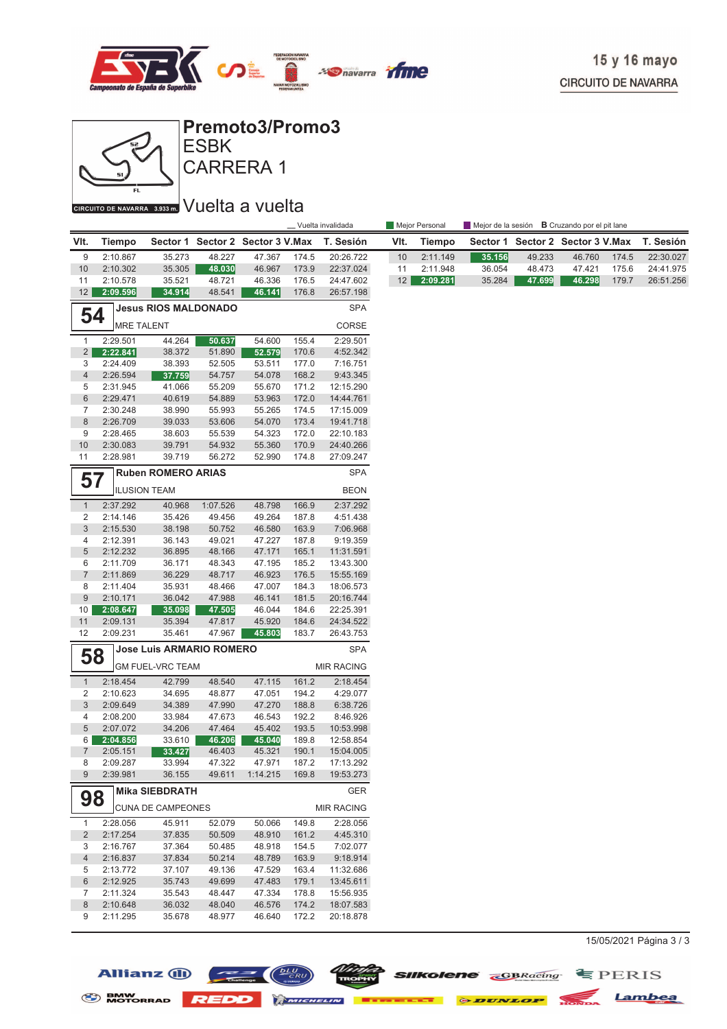15 y 16 mayo
CIRCUITO DE NAVARRA

# Premoto3/Promo3
## ESBK
## CARRERA 1

CIRCUITO DE NAVARRA 3.933 m.

## Vuelta a vuelta

_ Vuelta invalidada | Mejor Personal | Mejor de la sesión | B Cruzando por el pit lane

| Vlt. | Tiempo | Sector 1 | Sector 2 | Sector 3 | V.Max | T. Sesión |
|---|---|---|---|---|---|---|
| 9 | 2:10.867 | 35.273 | 48.227 | 47.367 | 174.5 | 20:26.722 |
| 10 | 2:10.302 | 35.305 | 48.030 | 46.967 | 173.9 | 22:37.024 |
| 11 | 2:10.578 | 35.521 | 48.721 | 46.336 | 176.5 | 24:47.602 |
| 12 | 2:09.596 | 34.914 | 48.541 | 46.141 | 176.8 | 26:57.198 |

### 54 Jesus RIOS MALDONADO — SPA
MRE TALENT — CORSE

| Vlt. | Tiempo | Sector 1 | Sector 2 | Sector 3 | V.Max | T. Sesión |
|---|---|---|---|---|---|---|
| 1 | 2:29.501 | 44.264 | 50.637 | 54.600 | 155.4 | 2:29.501 |
| 2 | 2:22.841 | 38.372 | 51.890 | 52.579 | 170.6 | 4:52.342 |
| 3 | 2:24.409 | 38.393 | 52.505 | 53.511 | 177.0 | 7:16.751 |
| 4 | 2:26.594 | 37.759 | 54.757 | 54.078 | 168.2 | 9:43.345 |
| 5 | 2:31.945 | 41.066 | 55.209 | 55.670 | 171.2 | 12:15.290 |
| 6 | 2:29.471 | 40.619 | 54.889 | 53.963 | 172.0 | 14:44.761 |
| 7 | 2:30.248 | 38.990 | 55.993 | 55.265 | 174.5 | 17:15.009 |
| 8 | 2:26.709 | 39.033 | 53.606 | 54.070 | 173.4 | 19:41.718 |
| 9 | 2:28.465 | 38.603 | 55.539 | 54.323 | 172.0 | 22:10.183 |
| 10 | 2:30.083 | 39.791 | 54.932 | 55.360 | 170.9 | 24:40.266 |
| 11 | 2:28.981 | 39.719 | 56.272 | 52.990 | 174.8 | 27:09.247 |

### 57 Ruben ROMERO ARIAS — SPA
ILUSION TEAM — BEON

| Vlt. | Tiempo | Sector 1 | Sector 2 | Sector 3 | V.Max | T. Sesión |
|---|---|---|---|---|---|---|
| 1 | 2:37.292 | 40.968 | 1:07.526 | 48.798 | 166.9 | 2:37.292 |
| 2 | 2:14.146 | 35.426 | 49.456 | 49.264 | 187.8 | 4:51.438 |
| 3 | 2:15.530 | 38.198 | 50.752 | 46.580 | 163.9 | 7:06.968 |
| 4 | 2:12.391 | 36.143 | 49.021 | 47.227 | 187.8 | 9:19.359 |
| 5 | 2:12.232 | 36.895 | 48.166 | 47.171 | 165.1 | 11:31.591 |
| 6 | 2:11.709 | 36.171 | 48.343 | 47.195 | 185.2 | 13:43.300 |
| 7 | 2:11.869 | 36.229 | 48.717 | 46.923 | 176.5 | 15:55.169 |
| 8 | 2:11.404 | 35.931 | 48.466 | 47.007 | 184.3 | 18:06.573 |
| 9 | 2:10.171 | 36.042 | 47.988 | 46.141 | 181.5 | 20:16.744 |
| 10 | 2:08.647 | 35.098 | 47.505 | 46.044 | 184.6 | 22:25.391 |
| 11 | 2:09.131 | 35.394 | 47.817 | 45.920 | 184.6 | 24:34.522 |
| 12 | 2:09.231 | 35.461 | 47.967 | 45.803 | 183.7 | 26:43.753 |

### 58 Jose Luis ARMARIO ROMERO — SPA
GM FUEL-VRC TEAM — MIR RACING

| Vlt. | Tiempo | Sector 1 | Sector 2 | Sector 3 | V.Max | T. Sesión |
|---|---|---|---|---|---|---|
| 1 | 2:18.454 | 42.799 | 48.540 | 47.115 | 161.2 | 2:18.454 |
| 2 | 2:10.623 | 34.695 | 48.877 | 47.051 | 194.2 | 4:29.077 |
| 3 | 2:09.649 | 34.389 | 47.990 | 47.270 | 188.8 | 6:38.726 |
| 4 | 2:08.200 | 33.984 | 47.673 | 46.543 | 192.2 | 8:46.926 |
| 5 | 2:07.072 | 34.206 | 47.464 | 45.402 | 193.5 | 10:53.998 |
| 6 | 2:04.856 | 33.610 | 46.206 | 45.040 | 189.8 | 12:58.854 |
| 7 | 2:05.151 | 33.427 | 46.403 | 45.321 | 190.1 | 15:04.005 |
| 8 | 2:09.287 | 33.994 | 47.322 | 47.971 | 187.2 | 17:13.292 |
| 9 | 2:39.981 | 36.155 | 49.611 | 1:14.215 | 169.8 | 19:53.273 |

### 98 Mika SIEBDRATH — GER
CUNA DE CAMPEONES — MIR RACING

| Vlt. | Tiempo | Sector 1 | Sector 2 | Sector 3 | V.Max | T. Sesión |
|---|---|---|---|---|---|---|
| 1 | 2:28.056 | 45.911 | 52.079 | 50.066 | 149.8 | 2:28.056 |
| 2 | 2:17.254 | 37.835 | 50.509 | 48.910 | 161.2 | 4:45.310 |
| 3 | 2:16.767 | 37.364 | 50.485 | 48.918 | 154.5 | 7:02.077 |
| 4 | 2:16.837 | 37.834 | 50.214 | 48.789 | 163.9 | 9:18.914 |
| 5 | 2:13.772 | 37.107 | 49.136 | 47.529 | 163.4 | 11:32.686 |
| 6 | 2:12.925 | 35.743 | 49.699 | 47.483 | 179.1 | 13:45.611 |
| 7 | 2:11.324 | 35.543 | 48.447 | 47.334 | 178.8 | 15:56.935 |
| 8 | 2:10.648 | 36.032 | 48.040 | 46.576 | 174.2 | 18:07.583 |
| 9 | 2:11.295 | 35.678 | 48.977 | 46.640 | 172.2 | 20:18.878 |
| 10 | 2:11.149 | 35.156 | 49.233 | 46.760 | 174.5 | 22:30.027 |
| 11 | 2:11.948 | 36.054 | 48.473 | 47.421 | 175.6 | 24:41.975 |
| 12 | 2:09.281 | 35.284 | 47.699 | 46.298 | 179.7 | 26:51.256 |

15/05/2021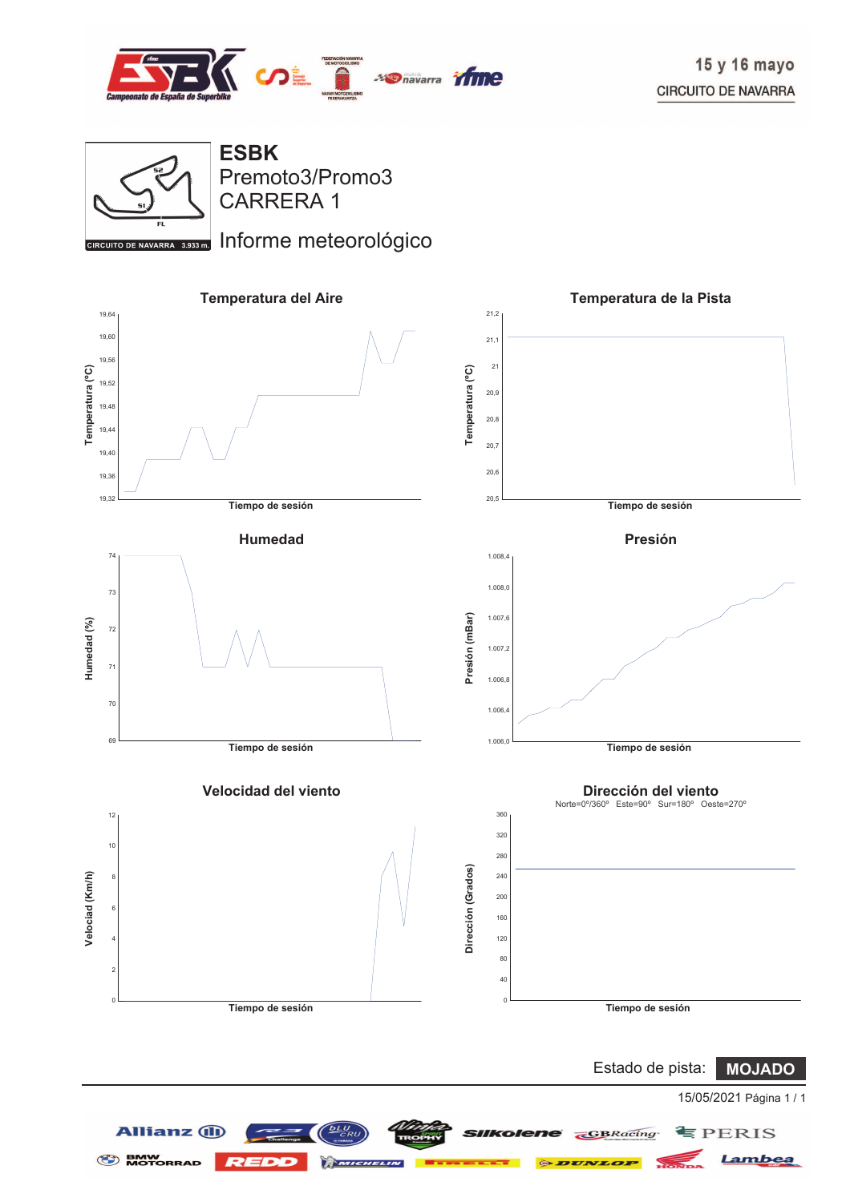15 y 16 mayo

CIRCUITO DE NAVARRA

# ESBK

Premoto3/Promo3

CARRERA 1

Informe meteorológico

CIRCUITO DE NAVARRA 3.933 m.

## Temperatura del Aire

Temperatura (ºC)

19,64
19,60
19,56
19,52
19,48
19,44
19,40
19,36
19,32

Tiempo de sesión

## Temperatura de la Pista

Temperatura (ºC)

21,2
21,1
21
20,9
20,8
20,7
20,6
20,5

Tiempo de sesión

## Humedad

Humedad (%)

74
73
72
71
70
69

Tiempo de sesión

## Presión

Presión (mBar)

1.008,4
1.008,0
1.007,6
1.007,2
1.006,8
1.006,4
1.006,0

Tiempo de sesión

## Velocidad del viento

Velociad (Km/h)

12
10
8
6
4
2
0

Tiempo de sesión

## Dirección del viento

Norte=0º/360º Este=90º Sur=180º Oeste=270º

Dirección (Grados)

360
320
280
240
200
160
120
80
40
0

Tiempo de sesión

Estado de pista: **MOJADO**

15/05/2021